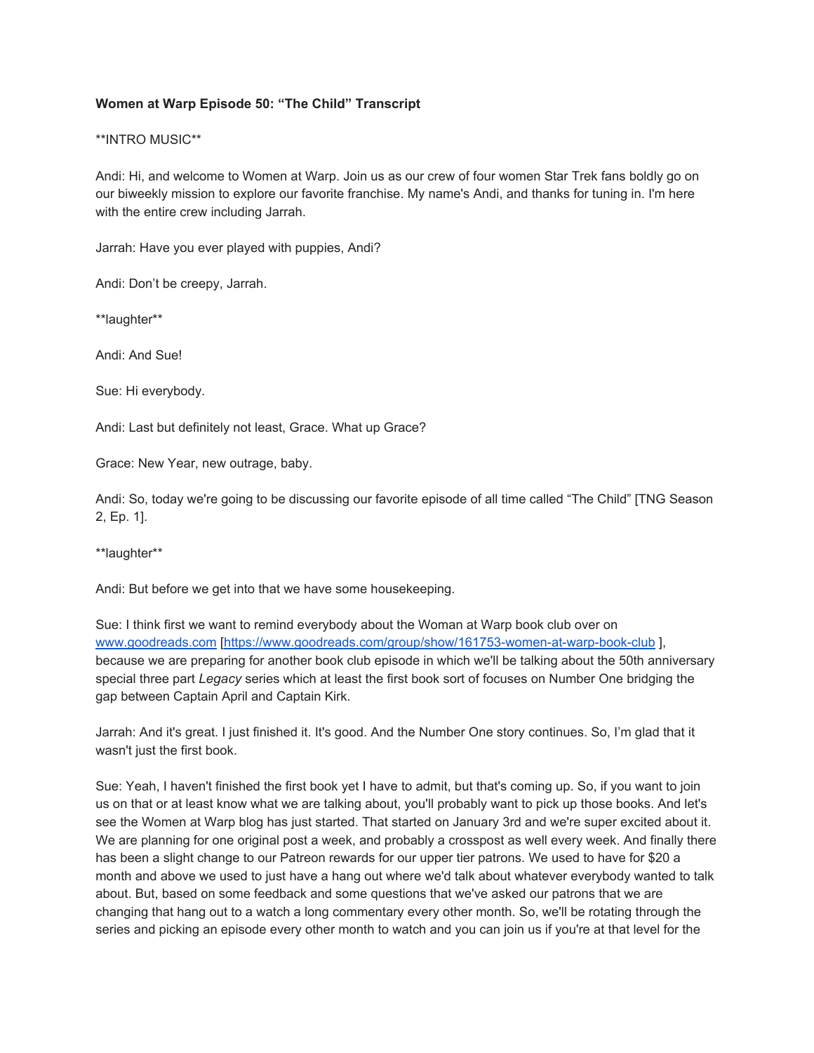**Women at Warp Episode 50: "The Child" Transcript**

**INTRO MUSIC**

Andi: Hi, and welcome to Women at Warp. Join us as our crew of four women Star Trek fans boldly go on our biweekly mission to explore our favorite franchise. My name's Andi, and thanks for tuning in. I'm here with the entire crew including Jarrah.

Jarrah: Have you ever played with puppies, Andi?

Andi: Don't be creepy, Jarrah.

**laughter**

Andi: And Sue!

Sue: Hi everybody.

Andi: Last but definitely not least, Grace. What up Grace?

Grace: New Year, new outrage, baby.

Andi: So, today we're going to be discussing our favorite episode of all time called "The Child" [TNG Season 2, Ep. 1].

**laughter**

Andi: But before we get into that we have some housekeeping.

Sue: I think first we want to remind everybody about the Woman at Warp book club over on [www.goodreads.com](https://www.goodreads.com) [https://www.goodreads.com/group/show/161753-women-at-warp-book-club ], because we are preparing for another book club episode in which we'll be talking about the 50th anniversary special three part *Legacy* series which at least the first book sort of focuses on Number One bridging the gap between Captain April and Captain Kirk.

Jarrah: And it's great. I just finished it. It's good. And the Number One story continues. So, I'm glad that it wasn't just the first book.

Sue: Yeah, I haven't finished the first book yet I have to admit, but that's coming up. So, if you want to join us on that or at least know what we are talking about, you'll probably want to pick up those books. And let's see the Women at Warp blog has just started. That started on January 3rd and we're super excited about it. We are planning for one original post a week, and probably a crosspost as well every week. And finally there has been a slight change to our Patreon rewards for our upper tier patrons. We used to have for $20 a month and above we used to just have a hang out where we'd talk about whatever everybody wanted to talk about. But, based on some feedback and some questions that we've asked our patrons that we are changing that hang out to a watch a long commentary every other month. So, we'll be rotating through the series and picking an episode every other month to watch and you can join us if you're at that level for the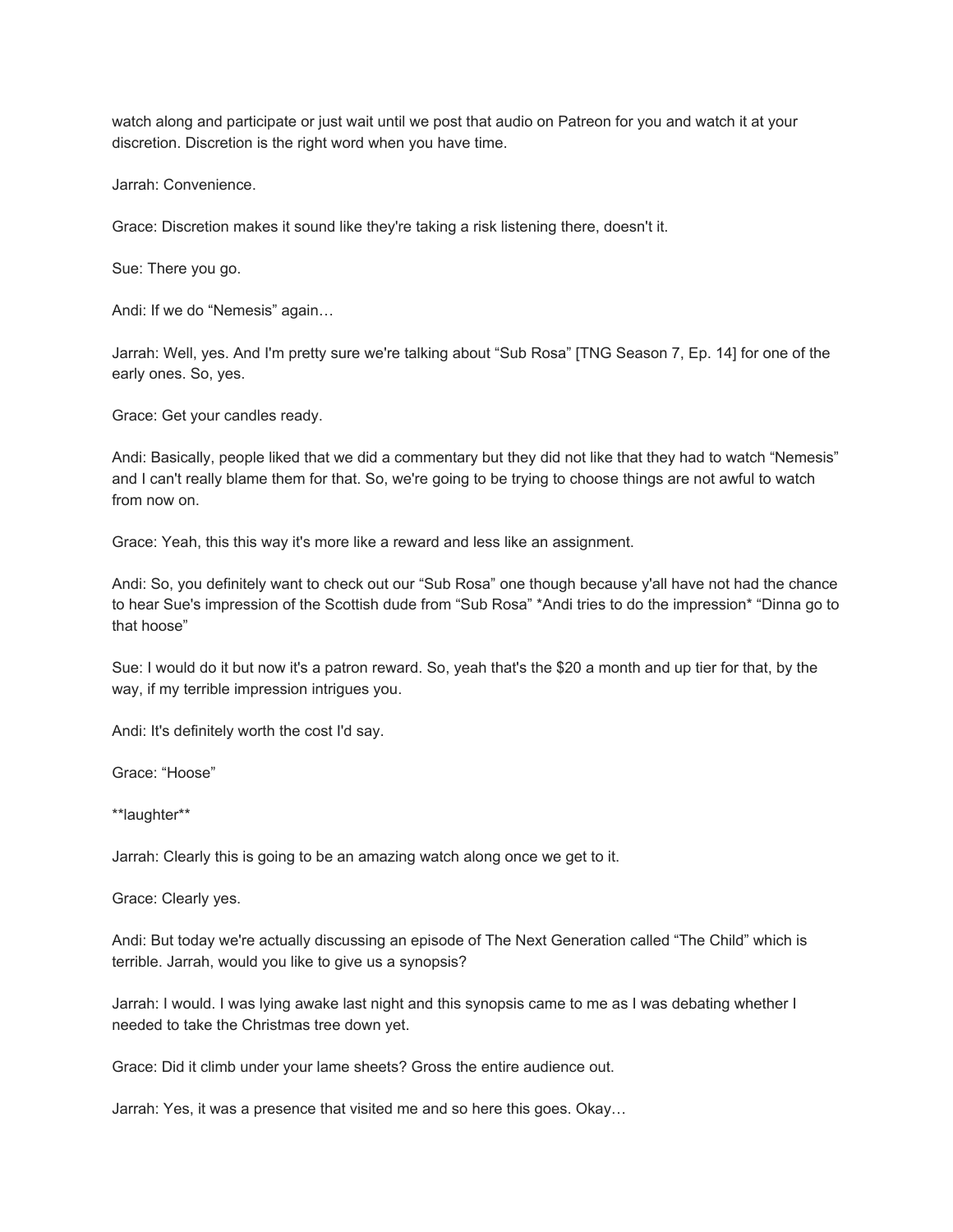watch along and participate or just wait until we post that audio on Patreon for you and watch it at your discretion. Discretion is the right word when you have time.

Jarrah: Convenience.

Grace: Discretion makes it sound like they're taking a risk listening there, doesn't it.

Sue: There you go.

Andi: If we do “Nemesis” again…

Jarrah: Well, yes. And I'm pretty sure we're talking about “Sub Rosa” [TNG Season 7, Ep. 14] for one of the early ones. So, yes.

Grace: Get your candles ready.

Andi: Basically, people liked that we did a commentary but they did not like that they had to watch “Nemesis” and I can't really blame them for that. So, we're going to be trying to choose things are not awful to watch from now on.

Grace: Yeah, this this way it's more like a reward and less like an assignment.

Andi: So, you definitely want to check out our “Sub Rosa” one though because y'all have not had the chance to hear Sue's impression of the Scottish dude from “Sub Rosa” *Andi tries to do the impression* “Dinna go to that hoose”

Sue: I would do it but now it's a patron reward. So, yeah that's the $20 a month and up tier for that, by the way, if my terrible impression intrigues you.

Andi: It's definitely worth the cost I'd say.

Grace: “Hoose”

**laughter**

Jarrah: Clearly this is going to be an amazing watch along once we get to it.

Grace: Clearly yes.

Andi: But today we're actually discussing an episode of The Next Generation called “The Child” which is terrible. Jarrah, would you like to give us a synopsis?

Jarrah: I would. I was lying awake last night and this synopsis came to me as I was debating whether I needed to take the Christmas tree down yet.

Grace: Did it climb under your lame sheets? Gross the entire audience out.

Jarrah: Yes, it was a presence that visited me and so here this goes. Okay…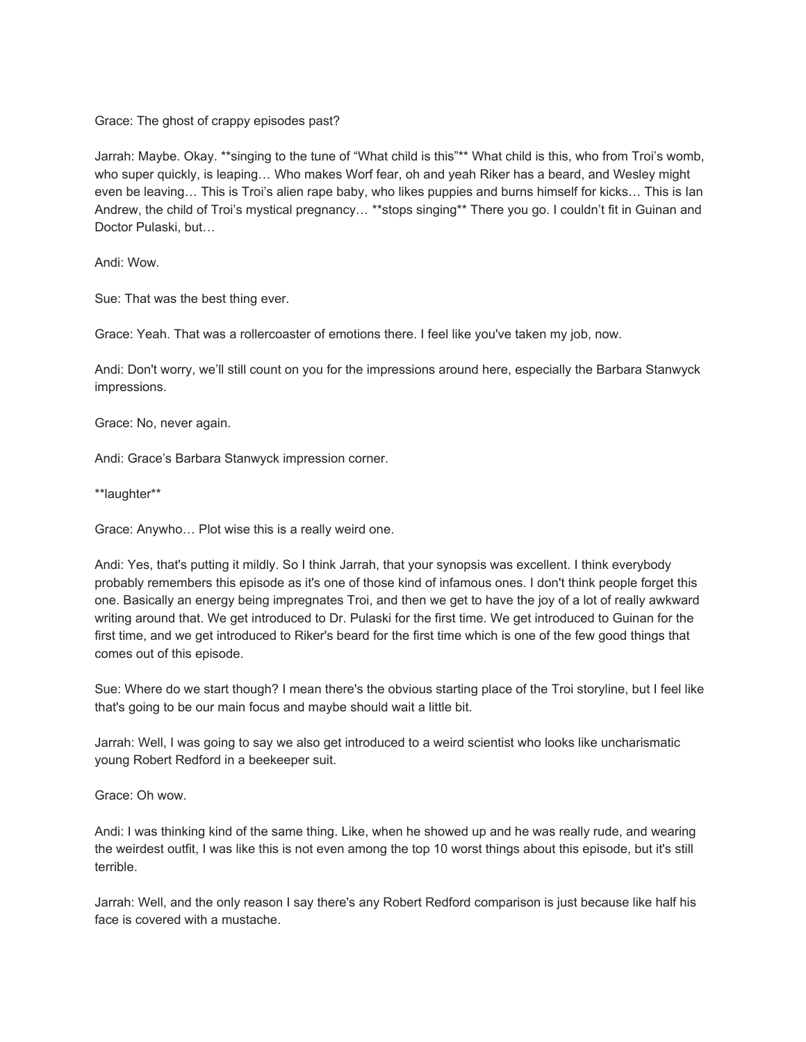Grace: The ghost of crappy episodes past?

Jarrah: Maybe. Okay. **singing to the tune of "What child is this"** What child is this, who from Troi's womb, who super quickly, is leaping… Who makes Worf fear, oh and yeah Riker has a beard, and Wesley might even be leaving… This is Troi's alien rape baby, who likes puppies and burns himself for kicks… This is Ian Andrew, the child of Troi's mystical pregnancy… **stops singing** There you go. I couldn't fit in Guinan and Doctor Pulaski, but…

Andi: Wow.

Sue: That was the best thing ever.

Grace: Yeah. That was a rollercoaster of emotions there. I feel like you've taken my job, now.

Andi: Don't worry, we'll still count on you for the impressions around here, especially the Barbara Stanwyck impressions.

Grace: No, never again.

Andi: Grace's Barbara Stanwyck impression corner.

**laughter**

Grace: Anywho… Plot wise this is a really weird one.

Andi: Yes, that's putting it mildly. So I think Jarrah, that your synopsis was excellent. I think everybody probably remembers this episode as it's one of those kind of infamous ones. I don't think people forget this one. Basically an energy being impregnates Troi, and then we get to have the joy of a lot of really awkward writing around that. We get introduced to Dr. Pulaski for the first time. We get introduced to Guinan for the first time, and we get introduced to Riker's beard for the first time which is one of the few good things that comes out of this episode.

Sue: Where do we start though? I mean there's the obvious starting place of the Troi storyline, but I feel like that's going to be our main focus and maybe should wait a little bit.

Jarrah: Well, I was going to say we also get introduced to a weird scientist who looks like uncharismatic young Robert Redford in a beekeeper suit.

Grace: Oh wow.

Andi: I was thinking kind of the same thing. Like, when he showed up and he was really rude, and wearing the weirdest outfit, I was like this is not even among the top 10 worst things about this episode, but it's still terrible.

Jarrah: Well, and the only reason I say there's any Robert Redford comparison is just because like half his face is covered with a mustache.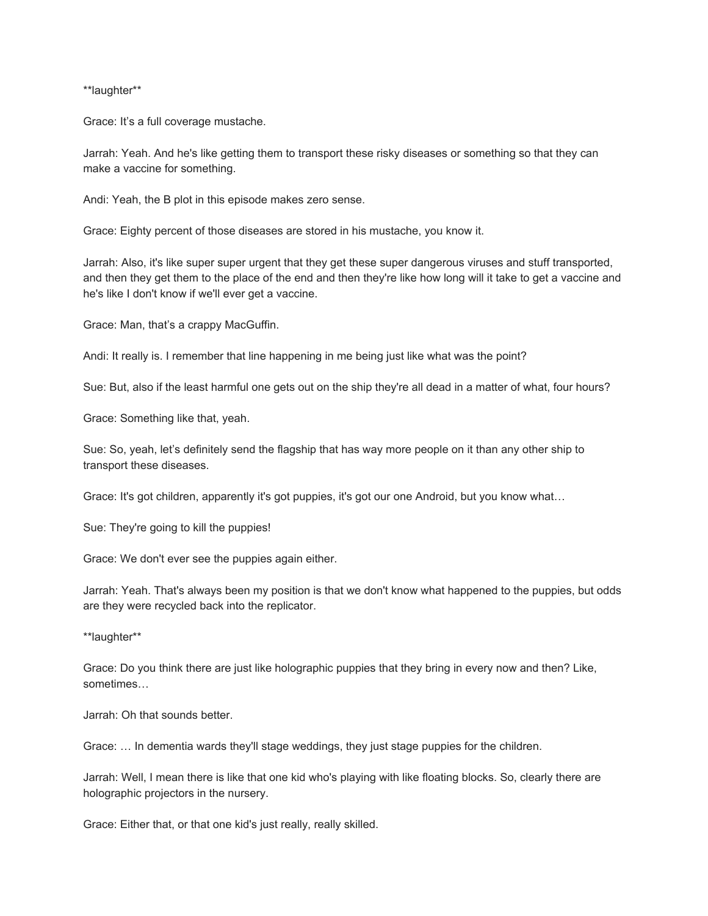**laughter**

Grace: It’s a full coverage mustache.

Jarrah: Yeah. And he's like getting them to transport these risky diseases or something so that they can make a vaccine for something.

Andi: Yeah, the B plot in this episode makes zero sense.

Grace: Eighty percent of those diseases are stored in his mustache, you know it.

Jarrah: Also, it's like super super urgent that they get these super dangerous viruses and stuff transported, and then they get them to the place of the end and then they're like how long will it take to get a vaccine and he's like I don't know if we'll ever get a vaccine.

Grace: Man, that’s a crappy MacGuffin.

Andi: It really is. I remember that line happening in me being just like what was the point?

Sue: But, also if the least harmful one gets out on the ship they're all dead in a matter of what, four hours?

Grace: Something like that, yeah.

Sue: So, yeah, let’s definitely send the flagship that has way more people on it than any other ship to transport these diseases.

Grace: It's got children, apparently it's got puppies, it's got our one Android, but you know what…

Sue: They're going to kill the puppies!

Grace: We don't ever see the puppies again either.

Jarrah: Yeah. That's always been my position is that we don't know what happened to the puppies, but odds are they were recycled back into the replicator.

**laughter**

Grace: Do you think there are just like holographic puppies that they bring in every now and then? Like, sometimes…

Jarrah: Oh that sounds better.

Grace: … In dementia wards they'll stage weddings, they just stage puppies for the children.

Jarrah: Well, I mean there is like that one kid who's playing with like floating blocks. So, clearly there are holographic projectors in the nursery.

Grace: Either that, or that one kid's just really, really skilled.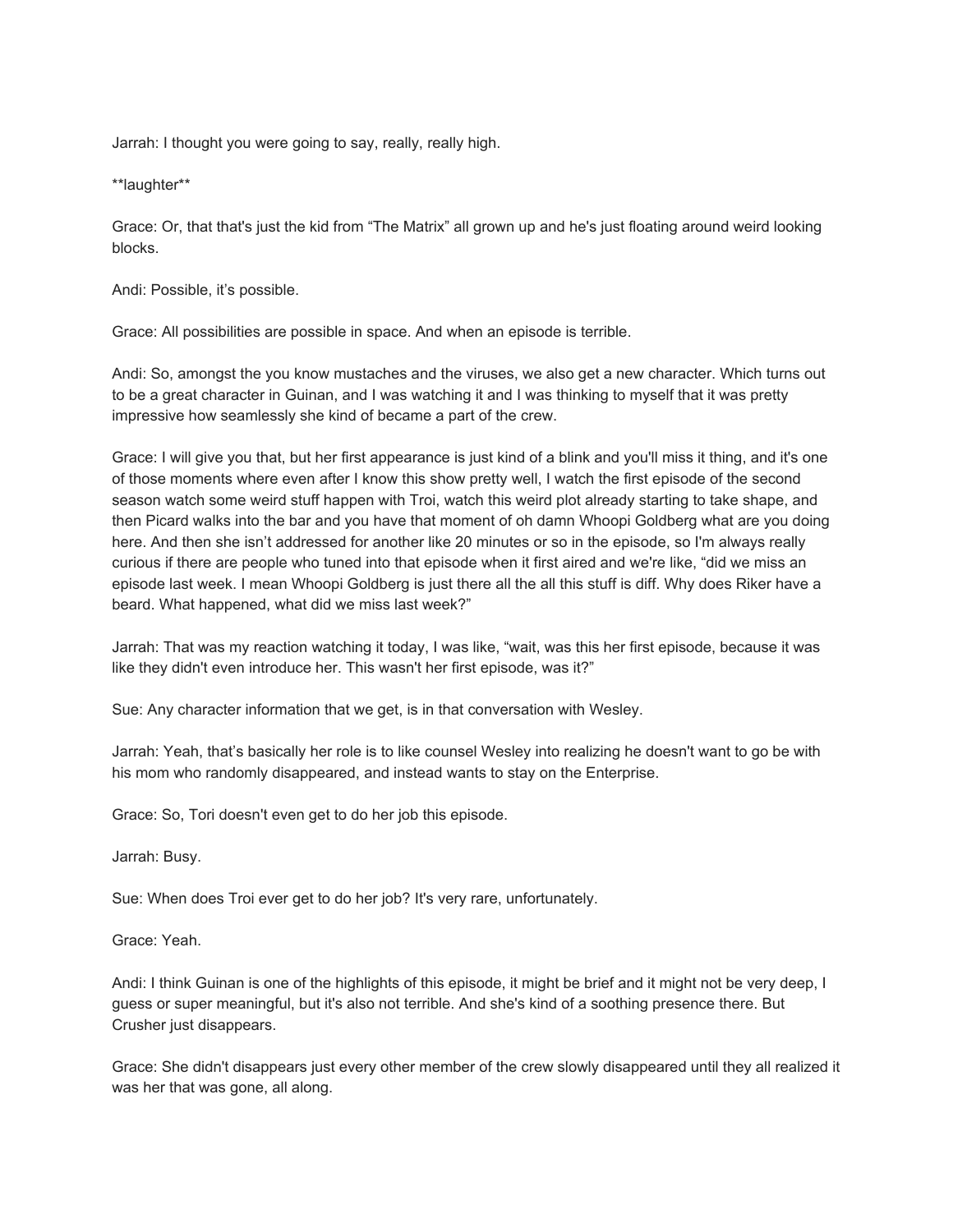Jarrah: I thought you were going to say, really, really high.

**laughter**

Grace: Or, that that's just the kid from "The Matrix" all grown up and he's just floating around weird looking blocks.

Andi: Possible, it's possible.

Grace: All possibilities are possible in space. And when an episode is terrible.

Andi: So, amongst the you know mustaches and the viruses, we also get a new character. Which turns out to be a great character in Guinan, and I was watching it and I was thinking to myself that it was pretty impressive how seamlessly she kind of became a part of the crew.

Grace: I will give you that, but her first appearance is just kind of a blink and you'll miss it thing, and it's one of those moments where even after I know this show pretty well, I watch the first episode of the second season watch some weird stuff happen with Troi, watch this weird plot already starting to take shape, and then Picard walks into the bar and you have that moment of oh damn Whoopi Goldberg what are you doing here. And then she isn't addressed for another like 20 minutes or so in the episode, so I'm always really curious if there are people who tuned into that episode when it first aired and we're like, "did we miss an episode last week. I mean Whoopi Goldberg is just there all the all this stuff is diff. Why does Riker have a beard. What happened, what did we miss last week?"

Jarrah: That was my reaction watching it today, I was like, "wait, was this her first episode, because it was like they didn't even introduce her. This wasn't her first episode, was it?"

Sue: Any character information that we get, is in that conversation with Wesley.

Jarrah: Yeah, that's basically her role is to like counsel Wesley into realizing he doesn't want to go be with his mom who randomly disappeared, and instead wants to stay on the Enterprise.

Grace: So, Tori doesn't even get to do her job this episode.

Jarrah: Busy.

Sue: When does Troi ever get to do her job? It's very rare, unfortunately.

Grace: Yeah.

Andi: I think Guinan is one of the highlights of this episode, it might be brief and it might not be very deep, I guess or super meaningful, but it's also not terrible. And she's kind of a soothing presence there. But Crusher just disappears.

Grace: She didn't disappears just every other member of the crew slowly disappeared until they all realized it was her that was gone, all along.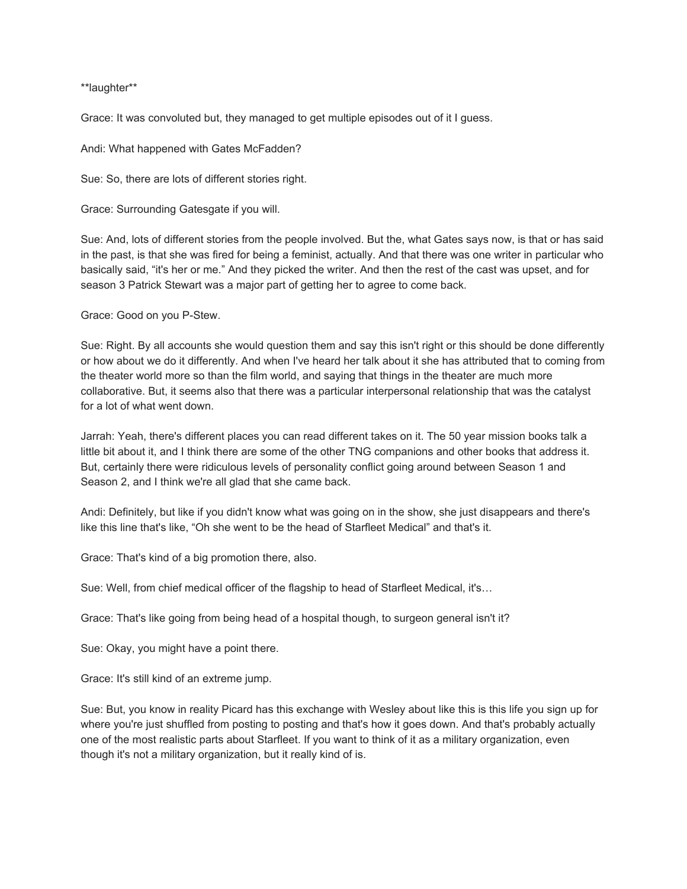**laughter**

Grace: It was convoluted but, they managed to get multiple episodes out of it I guess.

Andi: What happened with Gates McFadden?

Sue: So, there are lots of different stories right.

Grace: Surrounding Gatesgate if you will.

Sue: And, lots of different stories from the people involved. But the, what Gates says now, is that or has said in the past, is that she was fired for being a feminist, actually. And that there was one writer in particular who basically said, "it's her or me." And they picked the writer. And then the rest of the cast was upset, and for season 3 Patrick Stewart was a major part of getting her to agree to come back.

Grace: Good on you P-Stew.

Sue: Right. By all accounts she would question them and say this isn't right or this should be done differently or how about we do it differently. And when I've heard her talk about it she has attributed that to coming from the theater world more so than the film world, and saying that things in the theater are much more collaborative. But, it seems also that there was a particular interpersonal relationship that was the catalyst for a lot of what went down.

Jarrah: Yeah, there's different places you can read different takes on it. The 50 year mission books talk a little bit about it, and I think there are some of the other TNG companions and other books that address it. But, certainly there were ridiculous levels of personality conflict going around between Season 1 and Season 2, and I think we're all glad that she came back.

Andi: Definitely, but like if you didn't know what was going on in the show, she just disappears and there's like this line that's like, "Oh she went to be the head of Starfleet Medical" and that's it.

Grace: That's kind of a big promotion there, also.

Sue: Well, from chief medical officer of the flagship to head of Starfleet Medical, it's…

Grace: That's like going from being head of a hospital though, to surgeon general isn't it?

Sue: Okay, you might have a point there.

Grace: It's still kind of an extreme jump.

Sue: But, you know in reality Picard has this exchange with Wesley about like this is this life you sign up for where you're just shuffled from posting to posting and that's how it goes down. And that's probably actually one of the most realistic parts about Starfleet. If you want to think of it as a military organization, even though it's not a military organization, but it really kind of is.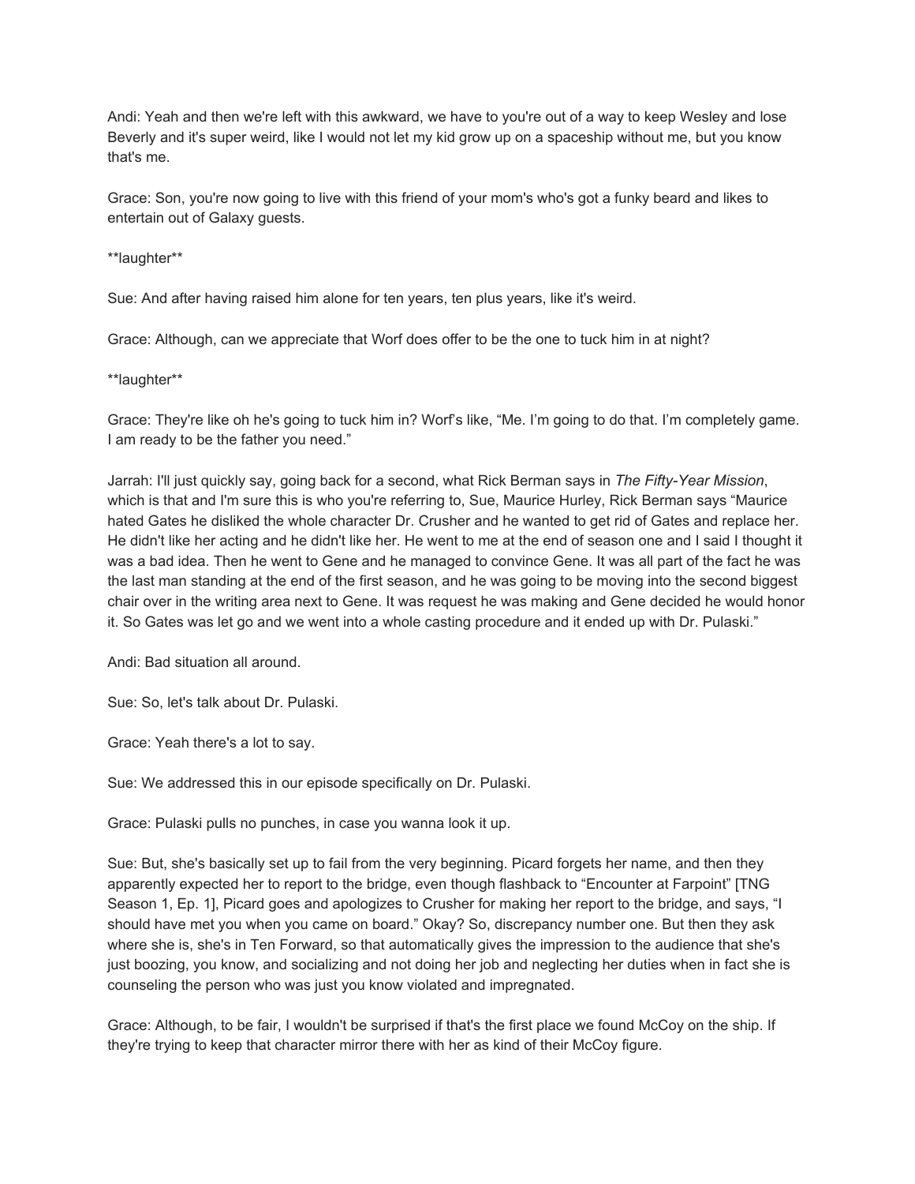Andi: Yeah and then we're left with this awkward, we have to you're out of a way to keep Wesley and lose Beverly and it's super weird, like I would not let my kid grow up on a spaceship without me, but you know that's me.

Grace: Son, you're now going to live with this friend of your mom's who's got a funky beard and likes to entertain out of Galaxy guests.

**laughter**

Sue: And after having raised him alone for ten years, ten plus years, like it's weird.

Grace: Although, can we appreciate that Worf does offer to be the one to tuck him in at night?

**laughter**

Grace: They're like oh he's going to tuck him in? Worf's like, "Me. I'm going to do that. I'm completely game. I am ready to be the father you need."

Jarrah: I'll just quickly say, going back for a second, what Rick Berman says in *The Fifty-Year Mission*, which is that and I'm sure this is who you're referring to, Sue, Maurice Hurley, Rick Berman says "Maurice hated Gates he disliked the whole character Dr. Crusher and he wanted to get rid of Gates and replace her. He didn't like her acting and he didn't like her. He went to me at the end of season one and I said I thought it was a bad idea. Then he went to Gene and he managed to convince Gene. It was all part of the fact he was the last man standing at the end of the first season, and he was going to be moving into the second biggest chair over in the writing area next to Gene. It was request he was making and Gene decided he would honor it. So Gates was let go and we went into a whole casting procedure and it ended up with Dr. Pulaski."

Andi: Bad situation all around.

Sue: So, let's talk about Dr. Pulaski.

Grace: Yeah there's a lot to say.

Sue: We addressed this in our episode specifically on Dr. Pulaski.

Grace: Pulaski pulls no punches, in case you wanna look it up.

Sue: But, she's basically set up to fail from the very beginning. Picard forgets her name, and then they apparently expected her to report to the bridge, even though flashback to "Encounter at Farpoint" [TNG Season 1, Ep. 1], Picard goes and apologizes to Crusher for making her report to the bridge, and says, "I should have met you when you came on board." Okay? So, discrepancy number one. But then they ask where she is, she's in Ten Forward, so that automatically gives the impression to the audience that she's just boozing, you know, and socializing and not doing her job and neglecting her duties when in fact she is counseling the person who was just you know violated and impregnated.

Grace: Although, to be fair, I wouldn't be surprised if that's the first place we found McCoy on the ship. If they're trying to keep that character mirror there with her as kind of their McCoy figure.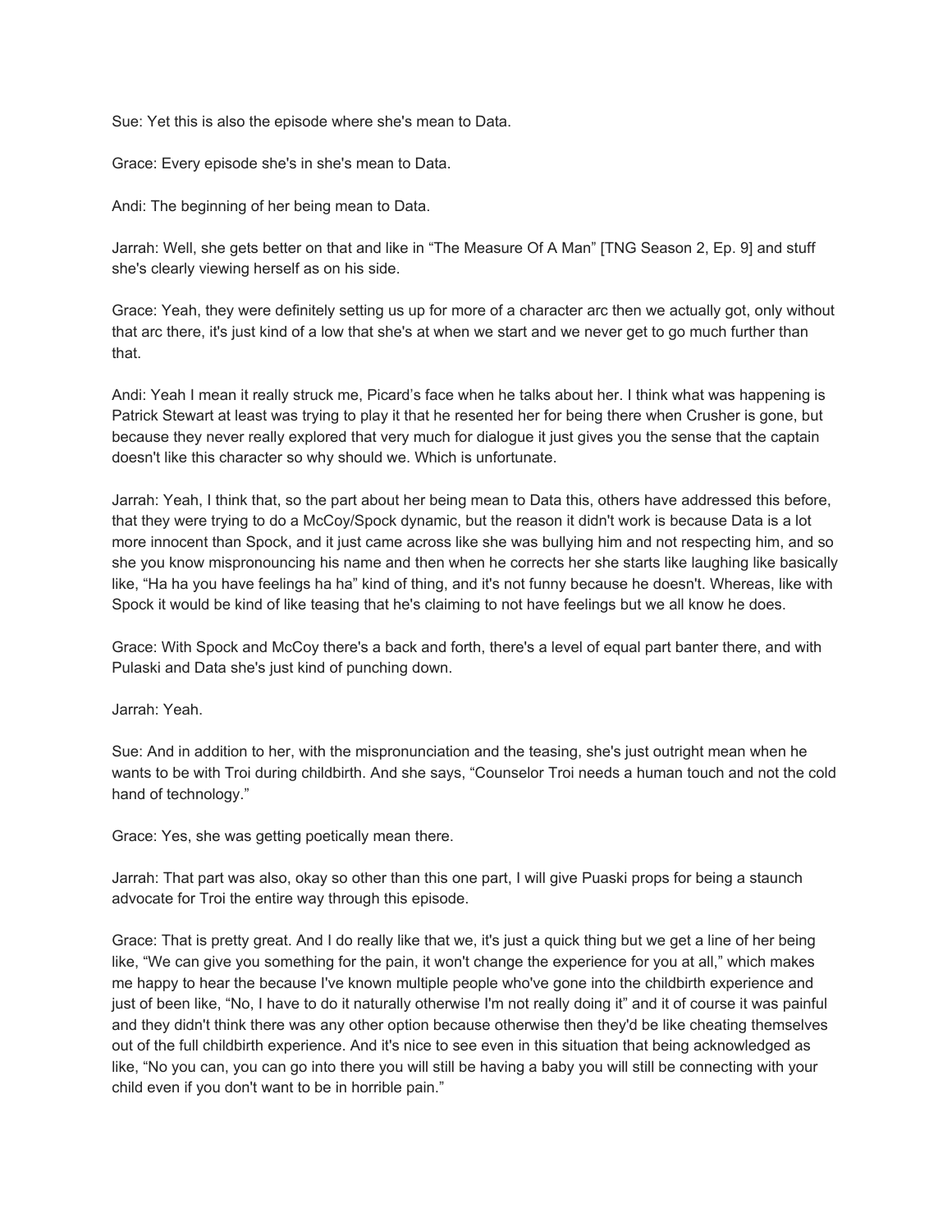Sue: Yet this is also the episode where she's mean to Data.

Grace: Every episode she's in she's mean to Data.

Andi: The beginning of her being mean to Data.

Jarrah: Well, she gets better on that and like in "The Measure Of A Man" [TNG Season 2, Ep. 9] and stuff she's clearly viewing herself as on his side.

Grace: Yeah, they were definitely setting us up for more of a character arc then we actually got, only without that arc there, it's just kind of a low that she's at when we start and we never get to go much further than that.

Andi: Yeah I mean it really struck me, Picard's face when he talks about her. I think what was happening is Patrick Stewart at least was trying to play it that he resented her for being there when Crusher is gone, but because they never really explored that very much for dialogue it just gives you the sense that the captain doesn't like this character so why should we. Which is unfortunate.

Jarrah: Yeah, I think that, so the part about her being mean to Data this, others have addressed this before, that they were trying to do a McCoy/Spock dynamic, but the reason it didn't work is because Data is a lot more innocent than Spock, and it just came across like she was bullying him and not respecting him, and so she you know mispronouncing his name and then when he corrects her she starts like laughing like basically like, "Ha ha you have feelings ha ha" kind of thing, and it's not funny because he doesn't. Whereas, like with Spock it would be kind of like teasing that he's claiming to not have feelings but we all know he does.

Grace: With Spock and McCoy there's a back and forth, there's a level of equal part banter there, and with Pulaski and Data she's just kind of punching down.

Jarrah: Yeah.

Sue: And in addition to her, with the mispronunciation and the teasing, she's just outright mean when he wants to be with Troi during childbirth. And she says, "Counselor Troi needs a human touch and not the cold hand of technology."

Grace: Yes, she was getting poetically mean there.

Jarrah: That part was also, okay so other than this one part, I will give Puaski props for being a staunch advocate for Troi the entire way through this episode.

Grace: That is pretty great. And I do really like that we, it's just a quick thing but we get a line of her being like, "We can give you something for the pain, it won't change the experience for you at all," which makes me happy to hear the because I've known multiple people who've gone into the childbirth experience and just of been like, "No, I have to do it naturally otherwise I'm not really doing it" and it of course it was painful and they didn't think there was any other option because otherwise then they'd be like cheating themselves out of the full childbirth experience. And it's nice to see even in this situation that being acknowledged as like, "No you can, you can go into there you will still be having a baby you will still be connecting with your child even if you don't want to be in horrible pain."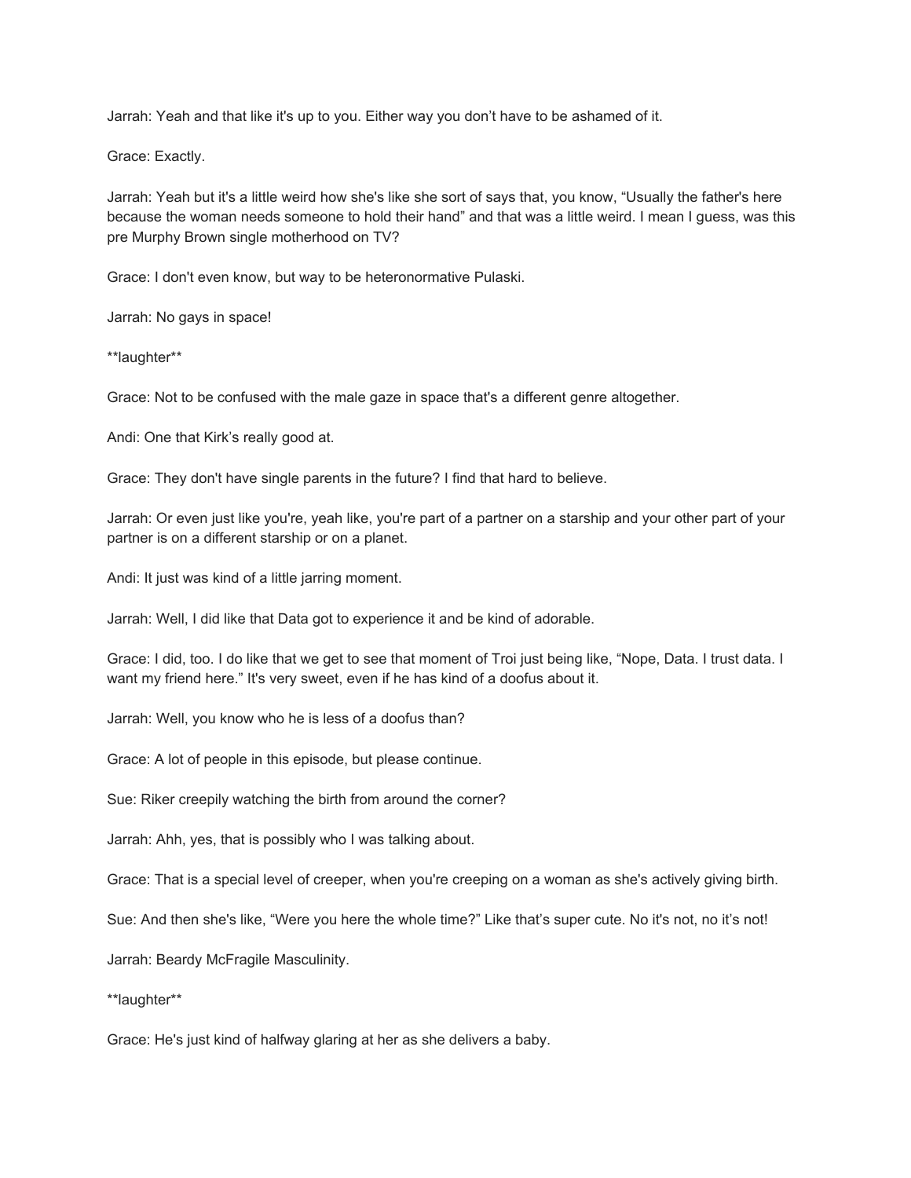Jarrah: Yeah and that like it's up to you. Either way you don't have to be ashamed of it.

Grace: Exactly.

Jarrah: Yeah but it's a little weird how she's like she sort of says that, you know, "Usually the father's here because the woman needs someone to hold their hand" and that was a little weird. I mean I guess, was this pre Murphy Brown single motherhood on TV?

Grace: I don't even know, but way to be heteronormative Pulaski.

Jarrah: No gays in space!

**laughter**

Grace: Not to be confused with the male gaze in space that's a different genre altogether.

Andi: One that Kirk's really good at.

Grace: They don't have single parents in the future? I find that hard to believe.

Jarrah: Or even just like you're, yeah like, you're part of a partner on a starship and your other part of your partner is on a different starship or on a planet.

Andi: It just was kind of a little jarring moment.

Jarrah: Well, I did like that Data got to experience it and be kind of adorable.

Grace: I did, too. I do like that we get to see that moment of Troi just being like, "Nope, Data. I trust data. I want my friend here." It's very sweet, even if he has kind of a doofus about it.

Jarrah: Well, you know who he is less of a doofus than?

Grace: A lot of people in this episode, but please continue.

Sue: Riker creepily watching the birth from around the corner?

Jarrah: Ahh, yes, that is possibly who I was talking about.

Grace: That is a special level of creeper, when you're creeping on a woman as she's actively giving birth.

Sue: And then she's like, "Were you here the whole time?" Like that's super cute. No it's not, no it's not!

Jarrah: Beardy McFragile Masculinity.

**laughter**

Grace: He's just kind of halfway glaring at her as she delivers a baby.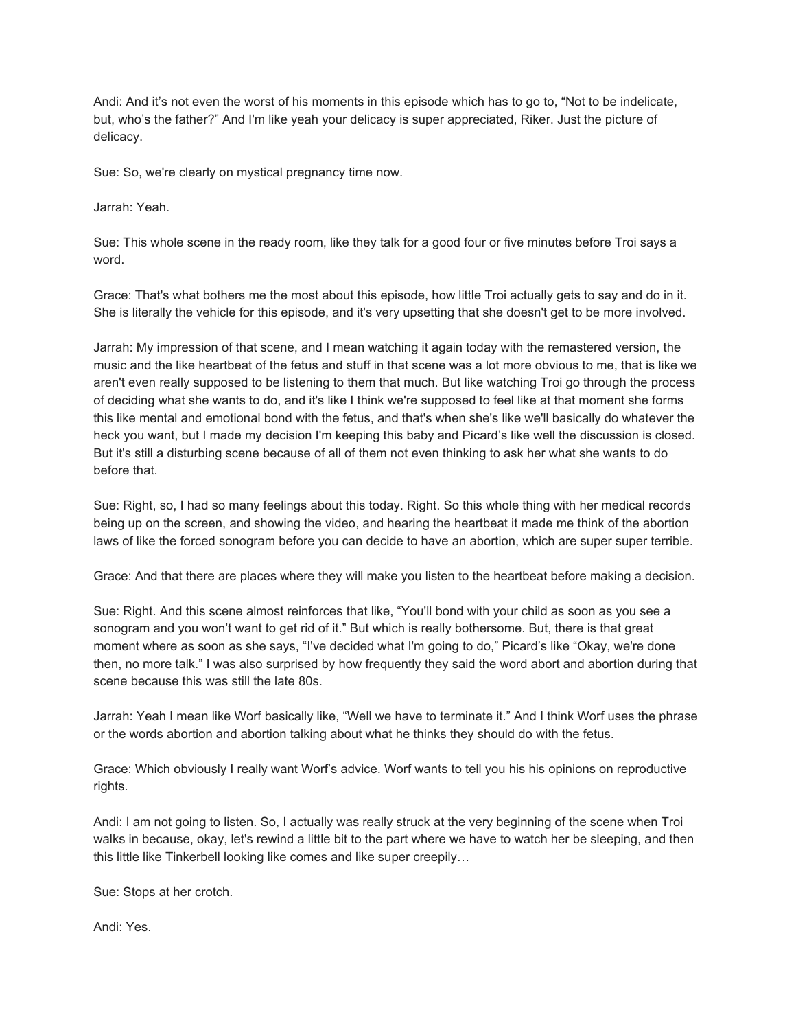Andi: And it's not even the worst of his moments in this episode which has to go to, "Not to be indelicate, but, who's the father?" And I'm like yeah your delicacy is super appreciated, Riker. Just the picture of delicacy.

Sue: So, we're clearly on mystical pregnancy time now.

Jarrah: Yeah.

Sue: This whole scene in the ready room, like they talk for a good four or five minutes before Troi says a word.

Grace: That's what bothers me the most about this episode, how little Troi actually gets to say and do in it. She is literally the vehicle for this episode, and it's very upsetting that she doesn't get to be more involved.

Jarrah: My impression of that scene, and I mean watching it again today with the remastered version, the music and the like heartbeat of the fetus and stuff in that scene was a lot more obvious to me, that is like we aren't even really supposed to be listening to them that much. But like watching Troi go through the process of deciding what she wants to do, and it's like I think we're supposed to feel like at that moment she forms this like mental and emotional bond with the fetus, and that's when she's like we'll basically do whatever the heck you want, but I made my decision I'm keeping this baby and Picard's like well the discussion is closed. But it's still a disturbing scene because of all of them not even thinking to ask her what she wants to do before that.

Sue: Right, so, I had so many feelings about this today. Right. So this whole thing with her medical records being up on the screen, and showing the video, and hearing the heartbeat it made me think of the abortion laws of like the forced sonogram before you can decide to have an abortion, which are super super terrible.

Grace: And that there are places where they will make you listen to the heartbeat before making a decision.

Sue: Right. And this scene almost reinforces that like, "You'll bond with your child as soon as you see a sonogram and you won't want to get rid of it." But which is really bothersome. But, there is that great moment where as soon as she says, "I've decided what I'm going to do," Picard's like "Okay, we're done then, no more talk." I was also surprised by how frequently they said the word abort and abortion during that scene because this was still the late 80s.

Jarrah: Yeah I mean like Worf basically like, "Well we have to terminate it." And I think Worf uses the phrase or the words abortion and abortion talking about what he thinks they should do with the fetus.

Grace: Which obviously I really want Worf's advice. Worf wants to tell you his his opinions on reproductive rights.

Andi: I am not going to listen. So, I actually was really struck at the very beginning of the scene when Troi walks in because, okay, let's rewind a little bit to the part where we have to watch her be sleeping, and then this little like Tinkerbell looking like comes and like super creepily…

Sue: Stops at her crotch.

Andi: Yes.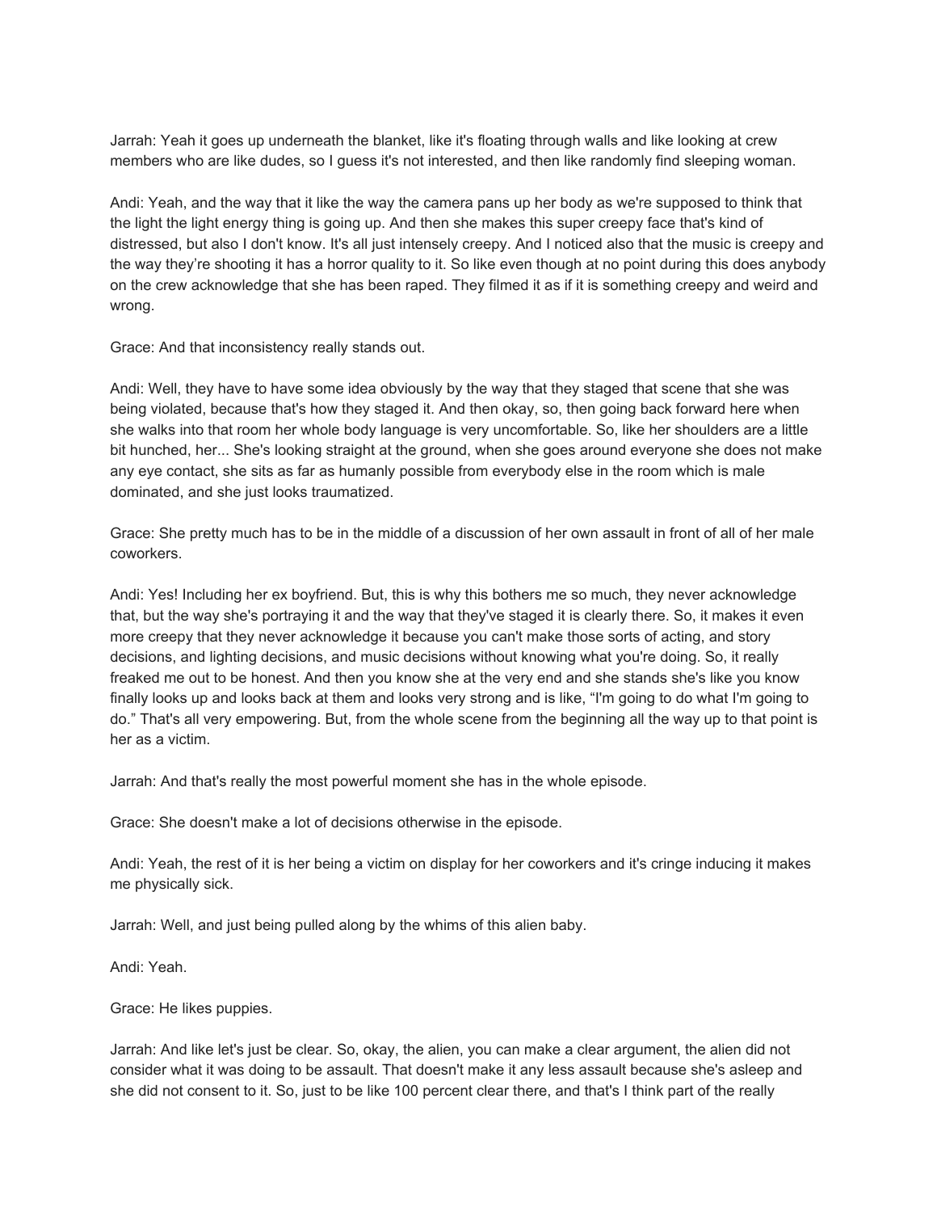Jarrah: Yeah it goes up underneath the blanket, like it's floating through walls and like looking at crew members who are like dudes, so I guess it's not interested, and then like randomly find sleeping woman.

Andi: Yeah, and the way that it like the way the camera pans up her body as we're supposed to think that the light the light energy thing is going up. And then she makes this super creepy face that's kind of distressed, but also I don't know. It's all just intensely creepy. And I noticed also that the music is creepy and the way they're shooting it has a horror quality to it. So like even though at no point during this does anybody on the crew acknowledge that she has been raped. They filmed it as if it is something creepy and weird and wrong.

Grace: And that inconsistency really stands out.

Andi: Well, they have to have some idea obviously by the way that they staged that scene that she was being violated, because that's how they staged it. And then okay, so, then going back forward here when she walks into that room her whole body language is very uncomfortable. So, like her shoulders are a little bit hunched, her... She's looking straight at the ground, when she goes around everyone she does not make any eye contact, she sits as far as humanly possible from everybody else in the room which is male dominated, and she just looks traumatized.

Grace: She pretty much has to be in the middle of a discussion of her own assault in front of all of her male coworkers.

Andi: Yes! Including her ex boyfriend. But, this is why this bothers me so much, they never acknowledge that, but the way she's portraying it and the way that they've staged it is clearly there. So, it makes it even more creepy that they never acknowledge it because you can't make those sorts of acting, and story decisions, and lighting decisions, and music decisions without knowing what you're doing. So, it really freaked me out to be honest. And then you know she at the very end and she stands she's like you know finally looks up and looks back at them and looks very strong and is like, "I'm going to do what I'm going to do." That's all very empowering. But, from the whole scene from the beginning all the way up to that point is her as a victim.

Jarrah: And that's really the most powerful moment she has in the whole episode.

Grace: She doesn't make a lot of decisions otherwise in the episode.

Andi: Yeah, the rest of it is her being a victim on display for her coworkers and it's cringe inducing it makes me physically sick.

Jarrah: Well, and just being pulled along by the whims of this alien baby.

Andi: Yeah.

Grace: He likes puppies.

Jarrah: And like let's just be clear. So, okay, the alien, you can make a clear argument, the alien did not consider what it was doing to be assault. That doesn't make it any less assault because she's asleep and she did not consent to it. So, just to be like 100 percent clear there, and that's I think part of the really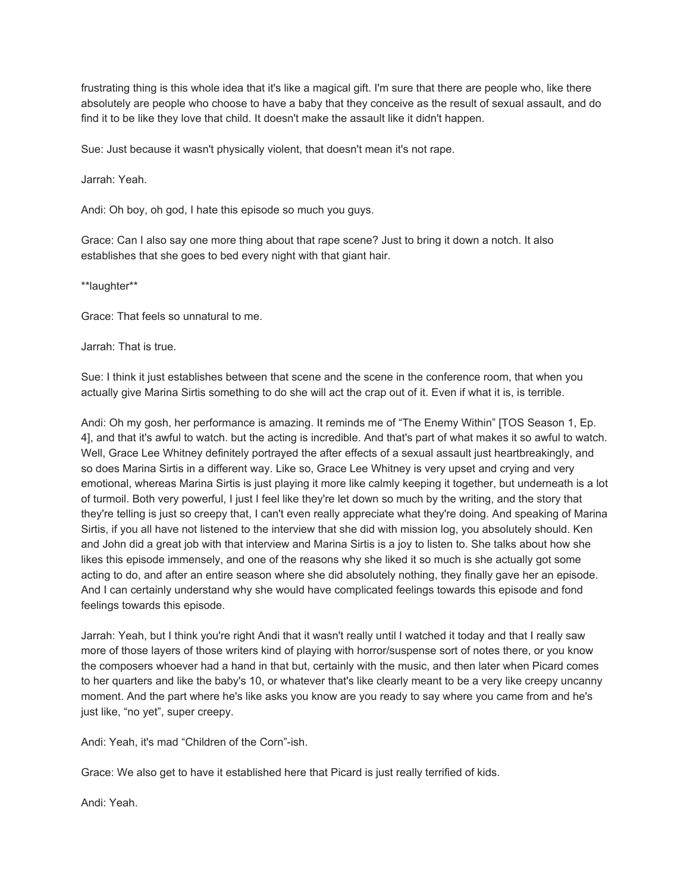frustrating thing is this whole idea that it's like a magical gift. I'm sure that there are people who, like there absolutely are people who choose to have a baby that they conceive as the result of sexual assault, and do find it to be like they love that child. It doesn't make the assault like it didn't happen.

Sue: Just because it wasn't physically violent, that doesn't mean it's not rape.

Jarrah: Yeah.

Andi: Oh boy, oh god, I hate this episode so much you guys.

Grace: Can I also say one more thing about that rape scene? Just to bring it down a notch. It also establishes that she goes to bed every night with that giant hair.

**laughter**

Grace: That feels so unnatural to me.

Jarrah: That is true.

Sue: I think it just establishes between that scene and the scene in the conference room, that when you actually give Marina Sirtis something to do she will act the crap out of it. Even if what it is, is terrible.

Andi: Oh my gosh, her performance is amazing. It reminds me of "The Enemy Within" [TOS Season 1, Ep. 4], and that it's awful to watch. but the acting is incredible. And that's part of what makes it so awful to watch. Well, Grace Lee Whitney definitely portrayed the after effects of a sexual assault just heartbreakingly, and so does Marina Sirtis in a different way. Like so, Grace Lee Whitney is very upset and crying and very emotional, whereas Marina Sirtis is just playing it more like calmly keeping it together, but underneath is a lot of turmoil. Both very powerful, I just I feel like they're let down so much by the writing, and the story that they're telling is just so creepy that, I can't even really appreciate what they're doing. And speaking of Marina Sirtis, if you all have not listened to the interview that she did with mission log, you absolutely should. Ken and John did a great job with that interview and Marina Sirtis is a joy to listen to. She talks about how she likes this episode immensely, and one of the reasons why she liked it so much is she actually got some acting to do, and after an entire season where she did absolutely nothing, they finally gave her an episode. And I can certainly understand why she would have complicated feelings towards this episode and fond feelings towards this episode.

Jarrah: Yeah, but I think you're right Andi that it wasn't really until I watched it today and that I really saw more of those layers of those writers kind of playing with horror/suspense sort of notes there, or you know the composers whoever had a hand in that but, certainly with the music, and then later when Picard comes to her quarters and like the baby's 10, or whatever that's like clearly meant to be a very like creepy uncanny moment. And the part where he's like asks you know are you ready to say where you came from and he's just like, "no yet", super creepy.

Andi: Yeah, it's mad "Children of the Corn"-ish.

Grace: We also get to have it established here that Picard is just really terrified of kids.

Andi: Yeah.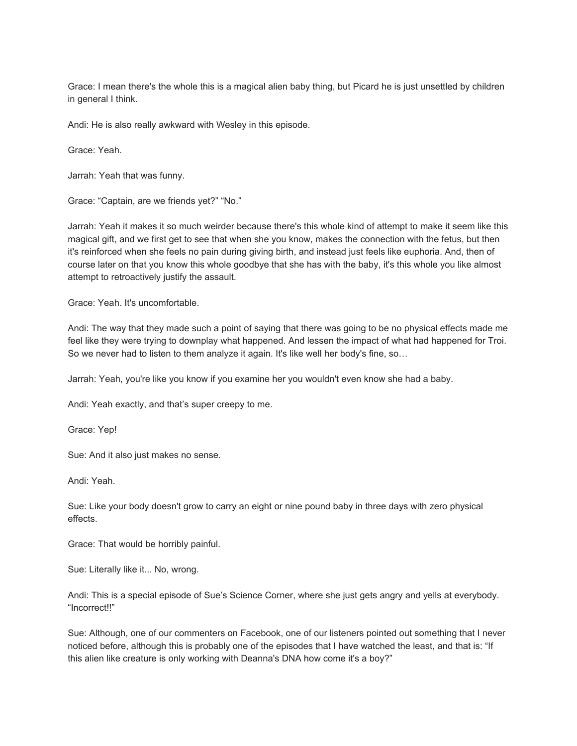Grace: I mean there's the whole this is a magical alien baby thing, but Picard he is just unsettled by children in general I think.

Andi: He is also really awkward with Wesley in this episode.

Grace: Yeah.

Jarrah: Yeah that was funny.

Grace: “Captain, are we friends yet?” “No.”

Jarrah: Yeah it makes it so much weirder because there's this whole kind of attempt to make it seem like this magical gift, and we first get to see that when she you know, makes the connection with the fetus, but then it's reinforced when she feels no pain during giving birth, and instead just feels like euphoria. And, then of course later on that you know this whole goodbye that she has with the baby, it's this whole you like almost attempt to retroactively justify the assault.

Grace: Yeah. It's uncomfortable.

Andi: The way that they made such a point of saying that there was going to be no physical effects made me feel like they were trying to downplay what happened. And lessen the impact of what had happened for Troi. So we never had to listen to them analyze it again. It's like well her body's fine, so…

Jarrah: Yeah, you're like you know if you examine her you wouldn't even know she had a baby.

Andi: Yeah exactly, and that’s super creepy to me.

Grace: Yep!

Sue: And it also just makes no sense.

Andi: Yeah.

Sue: Like your body doesn't grow to carry an eight or nine pound baby in three days with zero physical effects.

Grace: That would be horribly painful.

Sue: Literally like it... No, wrong.

Andi: This is a special episode of Sue’s Science Corner, where she just gets angry and yells at everybody. “Incorrect!!”

Sue: Although, one of our commenters on Facebook, one of our listeners pointed out something that I never noticed before, although this is probably one of the episodes that I have watched the least, and that is: “If this alien like creature is only working with Deanna's DNA how come it's a boy?”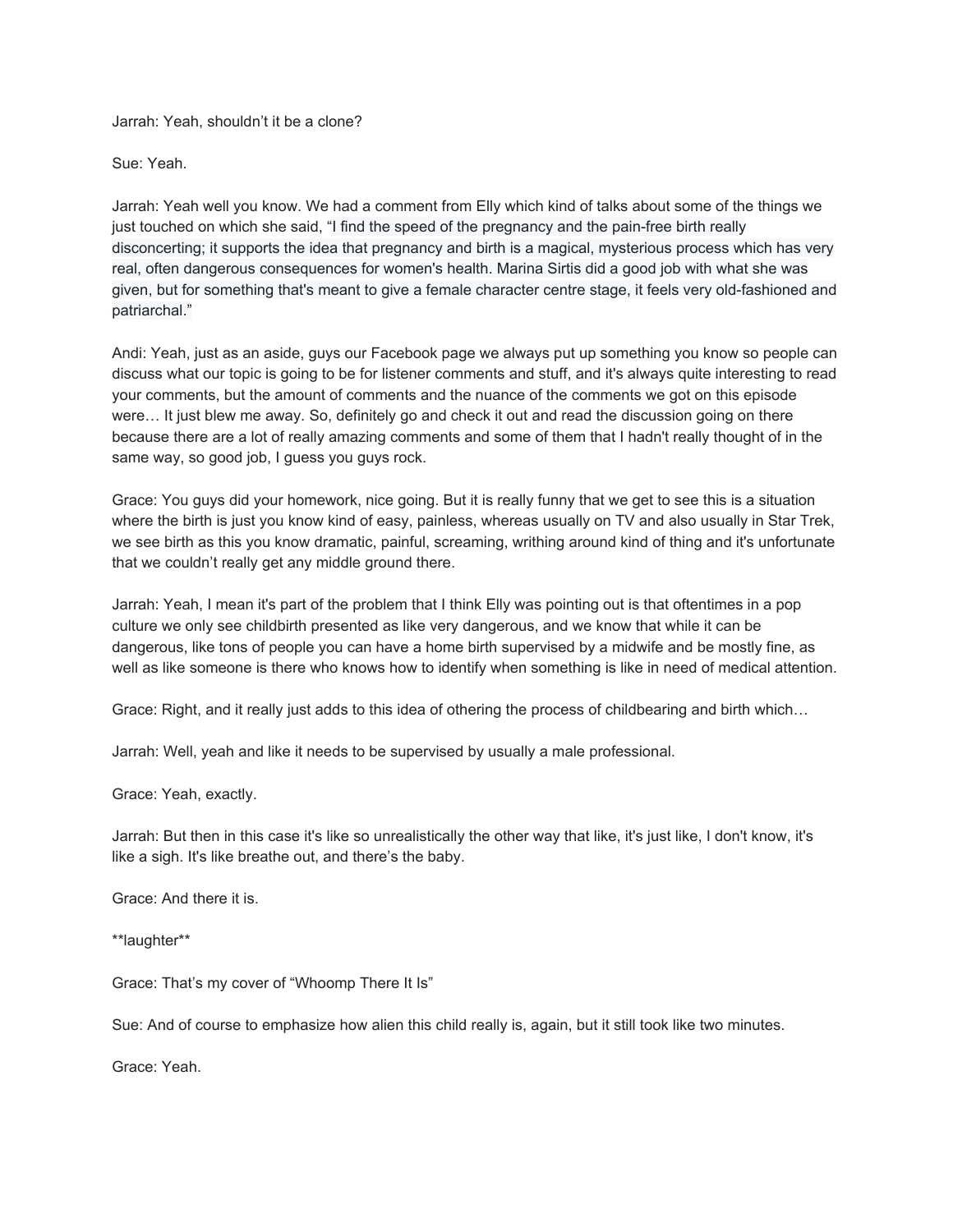Jarrah: Yeah, shouldn't it be a clone?

Sue: Yeah.

Jarrah: Yeah well you know. We had a comment from Elly which kind of talks about some of the things we just touched on which she said, "I find the speed of the pregnancy and the pain-free birth really disconcerting; it supports the idea that pregnancy and birth is a magical, mysterious process which has very real, often dangerous consequences for women's health. Marina Sirtis did a good job with what she was given, but for something that's meant to give a female character centre stage, it feels very old-fashioned and patriarchal."

Andi: Yeah, just as an aside, guys our Facebook page we always put up something you know so people can discuss what our topic is going to be for listener comments and stuff, and it's always quite interesting to read your comments, but the amount of comments and the nuance of the comments we got on this episode were… It just blew me away. So, definitely go and check it out and read the discussion going on there because there are a lot of really amazing comments and some of them that I hadn't really thought of in the same way, so good job, I guess you guys rock.

Grace: You guys did your homework, nice going. But it is really funny that we get to see this is a situation where the birth is just you know kind of easy, painless, whereas usually on TV and also usually in Star Trek, we see birth as this you know dramatic, painful, screaming, writhing around kind of thing and it's unfortunate that we couldn't really get any middle ground there.

Jarrah: Yeah, I mean it's part of the problem that I think Elly was pointing out is that oftentimes in a pop culture we only see childbirth presented as like very dangerous, and we know that while it can be dangerous, like tons of people you can have a home birth supervised by a midwife and be mostly fine, as well as like someone is there who knows how to identify when something is like in need of medical attention.

Grace: Right, and it really just adds to this idea of othering the process of childbearing and birth which…

Jarrah: Well, yeah and like it needs to be supervised by usually a male professional.

Grace: Yeah, exactly.

Jarrah: But then in this case it's like so unrealistically the other way that like, it's just like, I don't know, it's like a sigh. It's like breathe out, and there's the baby.

Grace: And there it is.

**laughter**

Grace: That's my cover of "Whoomp There It Is"

Sue: And of course to emphasize how alien this child really is, again, but it still took like two minutes.

Grace: Yeah.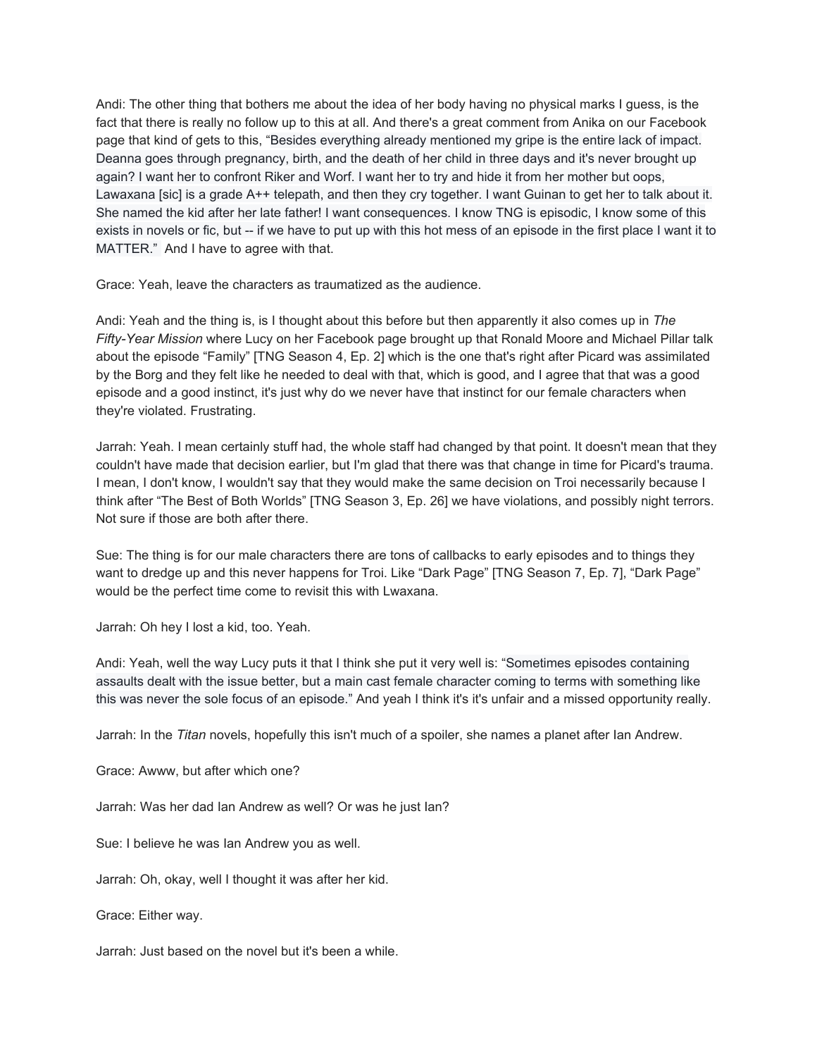Andi: The other thing that bothers me about the idea of her body having no physical marks I guess, is the fact that there is really no follow up to this at all. And there's a great comment from Anika on our Facebook page that kind of gets to this, "Besides everything already mentioned my gripe is the entire lack of impact. Deanna goes through pregnancy, birth, and the death of her child in three days and it's never brought up again? I want her to confront Riker and Worf. I want her to try and hide it from her mother but oops, Lawaxana [sic] is a grade A++ telepath, and then they cry together. I want Guinan to get her to talk about it. She named the kid after her late father! I want consequences. I know TNG is episodic, I know some of this exists in novels or fic, but -- if we have to put up with this hot mess of an episode in the first place I want it to MATTER." And I have to agree with that.

Grace: Yeah, leave the characters as traumatized as the audience.

Andi: Yeah and the thing is, is I thought about this before but then apparently it also comes up in *The Fifty-Year Mission* where Lucy on her Facebook page brought up that Ronald Moore and Michael Pillar talk about the episode "Family" [TNG Season 4, Ep. 2] which is the one that's right after Picard was assimilated by the Borg and they felt like he needed to deal with that, which is good, and I agree that that was a good episode and a good instinct, it's just why do we never have that instinct for our female characters when they're violated. Frustrating.

Jarrah: Yeah. I mean certainly stuff had, the whole staff had changed by that point. It doesn't mean that they couldn't have made that decision earlier, but I'm glad that there was that change in time for Picard's trauma. I mean, I don't know, I wouldn't say that they would make the same decision on Troi necessarily because I think after "The Best of Both Worlds" [TNG Season 3, Ep. 26] we have violations, and possibly night terrors. Not sure if those are both after there.

Sue: The thing is for our male characters there are tons of callbacks to early episodes and to things they want to dredge up and this never happens for Troi. Like "Dark Page" [TNG Season 7, Ep. 7], "Dark Page" would be the perfect time come to revisit this with Lwaxana.

Jarrah: Oh hey I lost a kid, too. Yeah.

Andi: Yeah, well the way Lucy puts it that I think she put it very well is: "Sometimes episodes containing assaults dealt with the issue better, but a main cast female character coming to terms with something like this was never the sole focus of an episode." And yeah I think it's it's unfair and a missed opportunity really.

Jarrah: In the *Titan* novels, hopefully this isn't much of a spoiler, she names a planet after Ian Andrew.

Grace: Awww, but after which one?

Jarrah: Was her dad Ian Andrew as well? Or was he just Ian?

Sue: I believe he was Ian Andrew you as well.

Jarrah: Oh, okay, well I thought it was after her kid.

Grace: Either way.

Jarrah: Just based on the novel but it's been a while.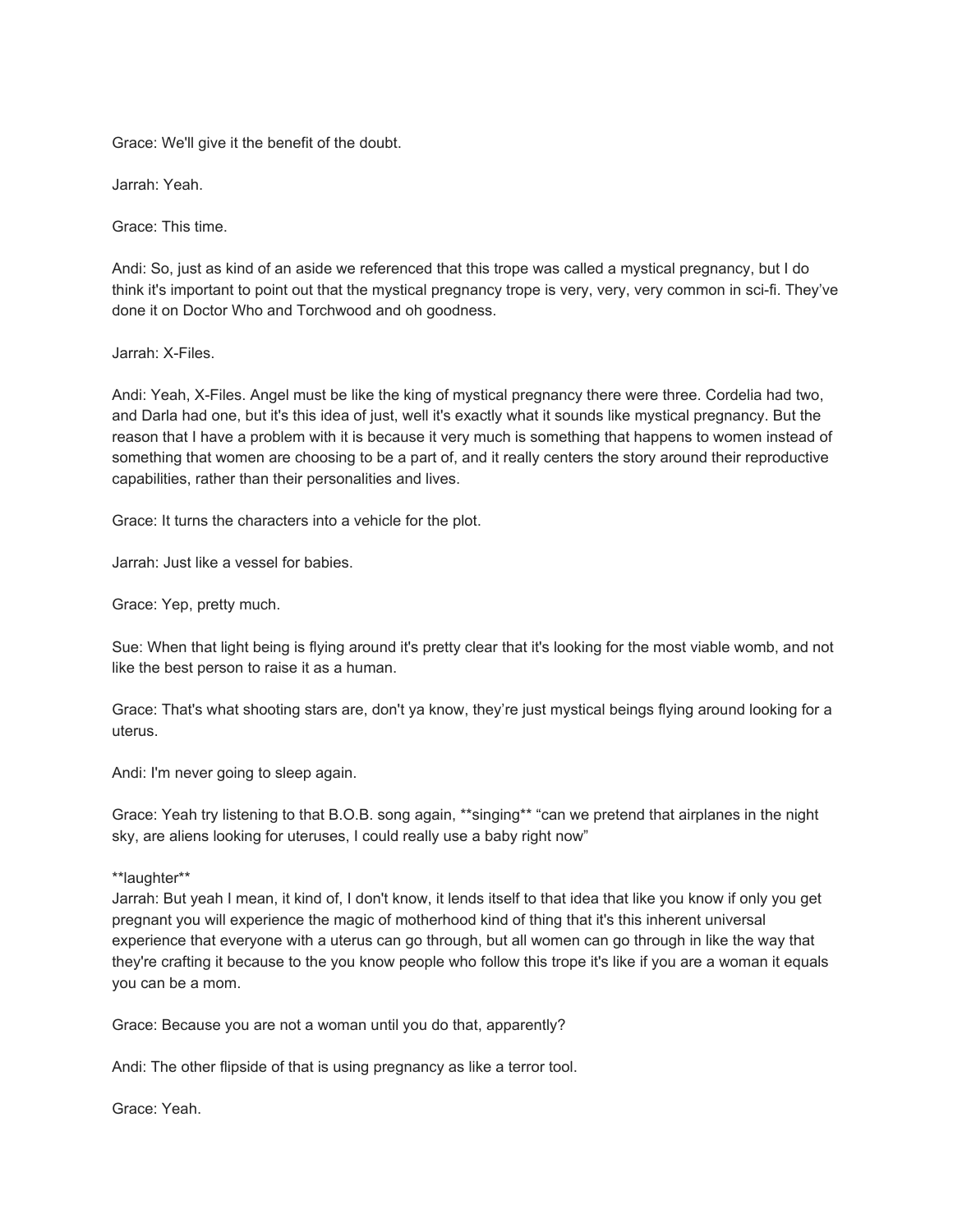Grace: We'll give it the benefit of the doubt.

Jarrah: Yeah.

Grace: This time.

Andi: So, just as kind of an aside we referenced that this trope was called a mystical pregnancy, but I do think it's important to point out that the mystical pregnancy trope is very, very, very common in sci-fi. They've done it on Doctor Who and Torchwood and oh goodness.

Jarrah: X-Files.

Andi: Yeah, X-Files. Angel must be like the king of mystical pregnancy there were three. Cordelia had two, and Darla had one, but it's this idea of just, well it's exactly what it sounds like mystical pregnancy. But the reason that I have a problem with it is because it very much is something that happens to women instead of something that women are choosing to be a part of, and it really centers the story around their reproductive capabilities, rather than their personalities and lives.

Grace: It turns the characters into a vehicle for the plot.

Jarrah: Just like a vessel for babies.

Grace: Yep, pretty much.

Sue: When that light being is flying around it's pretty clear that it's looking for the most viable womb, and not like the best person to raise it as a human.

Grace: That's what shooting stars are, don't ya know, they're just mystical beings flying around looking for a uterus.

Andi: I'm never going to sleep again.

Grace: Yeah try listening to that B.O.B. song again, **singing** "can we pretend that airplanes in the night sky, are aliens looking for uteruses, I could really use a baby right now"

**laughter**

Jarrah: But yeah I mean, it kind of, I don't know, it lends itself to that idea that like you know if only you get pregnant you will experience the magic of motherhood kind of thing that it's this inherent universal experience that everyone with a uterus can go through, but all women can go through in like the way that they're crafting it because to the you know people who follow this trope it's like if you are a woman it equals you can be a mom.

Grace: Because you are not a woman until you do that, apparently?

Andi: The other flipside of that is using pregnancy as like a terror tool.

Grace: Yeah.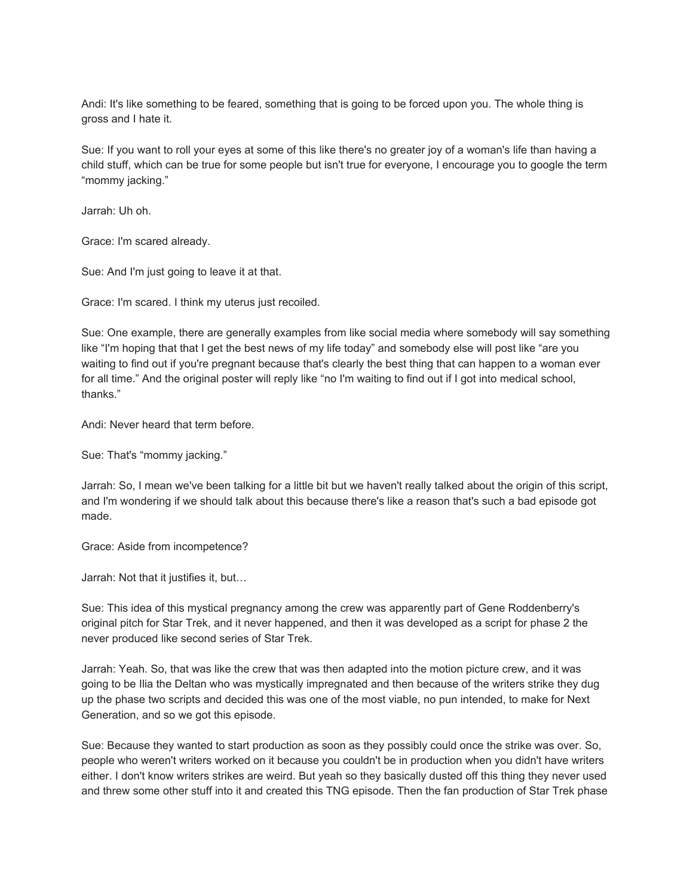Andi: It's like something to be feared, something that is going to be forced upon you. The whole thing is gross and I hate it.

Sue: If you want to roll your eyes at some of this like there's no greater joy of a woman's life than having a child stuff, which can be true for some people but isn't true for everyone, I encourage you to google the term "mommy jacking."

Jarrah: Uh oh.

Grace: I'm scared already.

Sue: And I'm just going to leave it at that.

Grace: I'm scared. I think my uterus just recoiled.

Sue: One example, there are generally examples from like social media where somebody will say something like "I'm hoping that that I get the best news of my life today" and somebody else will post like "are you waiting to find out if you're pregnant because that's clearly the best thing that can happen to a woman ever for all time." And the original poster will reply like "no I'm waiting to find out if I got into medical school, thanks."

Andi: Never heard that term before.

Sue: That's "mommy jacking."

Jarrah: So, I mean we've been talking for a little bit but we haven't really talked about the origin of this script, and I'm wondering if we should talk about this because there's like a reason that's such a bad episode got made.

Grace: Aside from incompetence?

Jarrah: Not that it justifies it, but…

Sue: This idea of this mystical pregnancy among the crew was apparently part of Gene Roddenberry's original pitch for Star Trek, and it never happened, and then it was developed as a script for phase 2 the never produced like second series of Star Trek.

Jarrah: Yeah. So, that was like the crew that was then adapted into the motion picture crew, and it was going to be Ilia the Deltan who was mystically impregnated and then because of the writers strike they dug up the phase two scripts and decided this was one of the most viable, no pun intended, to make for Next Generation, and so we got this episode.

Sue: Because they wanted to start production as soon as they possibly could once the strike was over. So, people who weren't writers worked on it because you couldn't be in production when you didn't have writers either. I don't know writers strikes are weird. But yeah so they basically dusted off this thing they never used and threw some other stuff into it and created this TNG episode. Then the fan production of Star Trek phase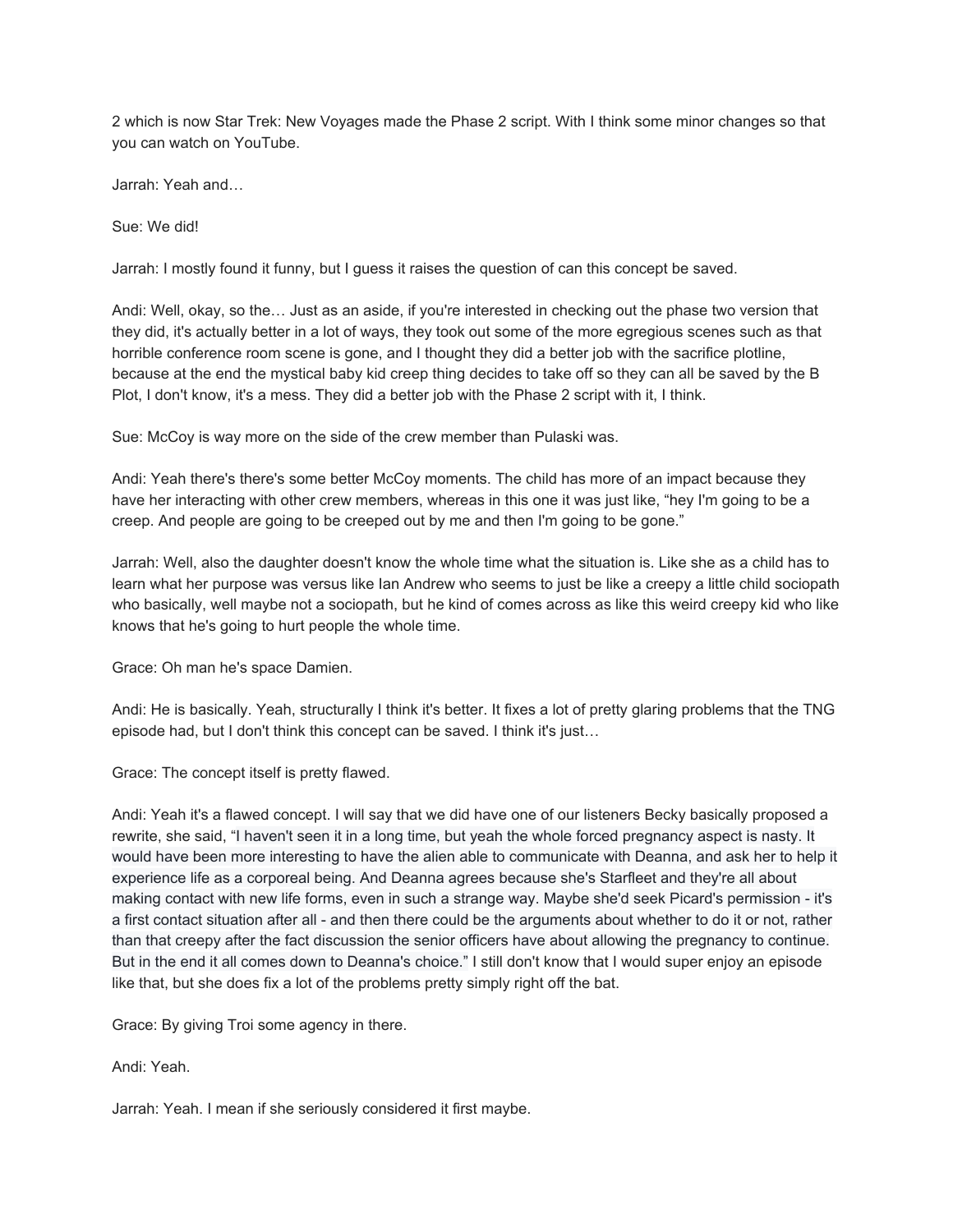2 which is now Star Trek: New Voyages made the Phase 2 script. With I think some minor changes so that you can watch on YouTube.

Jarrah: Yeah and…

Sue: We did!

Jarrah: I mostly found it funny, but I guess it raises the question of can this concept be saved.

Andi: Well, okay, so the… Just as an aside, if you're interested in checking out the phase two version that they did, it's actually better in a lot of ways, they took out some of the more egregious scenes such as that horrible conference room scene is gone, and I thought they did a better job with the sacrifice plotline, because at the end the mystical baby kid creep thing decides to take off so they can all be saved by the B Plot, I don't know, it's a mess. They did a better job with the Phase 2 script with it, I think.

Sue: McCoy is way more on the side of the crew member than Pulaski was.

Andi: Yeah there's there's some better McCoy moments. The child has more of an impact because they have her interacting with other crew members, whereas in this one it was just like, "hey I'm going to be a creep. And people are going to be creeped out by me and then I'm going to be gone."

Jarrah: Well, also the daughter doesn't know the whole time what the situation is. Like she as a child has to learn what her purpose was versus like Ian Andrew who seems to just be like a creepy a little child sociopath who basically, well maybe not a sociopath, but he kind of comes across as like this weird creepy kid who like knows that he's going to hurt people the whole time.

Grace: Oh man he's space Damien.

Andi: He is basically. Yeah, structurally I think it's better. It fixes a lot of pretty glaring problems that the TNG episode had, but I don't think this concept can be saved. I think it's just…

Grace: The concept itself is pretty flawed.

Andi: Yeah it's a flawed concept. I will say that we did have one of our listeners Becky basically proposed a rewrite, she said, "I haven't seen it in a long time, but yeah the whole forced pregnancy aspect is nasty. It would have been more interesting to have the alien able to communicate with Deanna, and ask her to help it experience life as a corporeal being. And Deanna agrees because she's Starfleet and they're all about making contact with new life forms, even in such a strange way. Maybe she'd seek Picard's permission - it's a first contact situation after all - and then there could be the arguments about whether to do it or not, rather than that creepy after the fact discussion the senior officers have about allowing the pregnancy to continue. But in the end it all comes down to Deanna's choice." I still don't know that I would super enjoy an episode like that, but she does fix a lot of the problems pretty simply right off the bat.

Grace: By giving Troi some agency in there.

Andi: Yeah.

Jarrah: Yeah. I mean if she seriously considered it first maybe.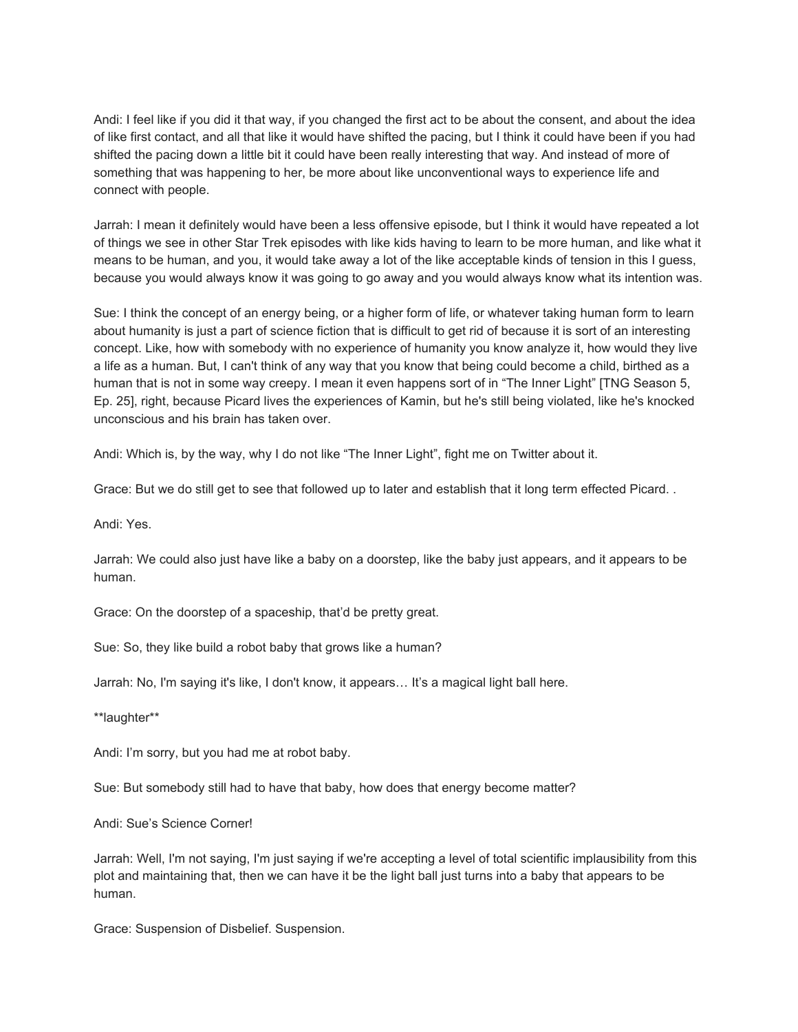Andi: I feel like if you did it that way, if you changed the first act to be about the consent, and about the idea of like first contact, and all that like it would have shifted the pacing, but I think it could have been if you had shifted the pacing down a little bit it could have been really interesting that way. And instead of more of something that was happening to her, be more about like unconventional ways to experience life and connect with people.

Jarrah: I mean it definitely would have been a less offensive episode, but I think it would have repeated a lot of things we see in other Star Trek episodes with like kids having to learn to be more human, and like what it means to be human, and you, it would take away a lot of the like acceptable kinds of tension in this I guess, because you would always know it was going to go away and you would always know what its intention was.

Sue: I think the concept of an energy being, or a higher form of life, or whatever taking human form to learn about humanity is just a part of science fiction that is difficult to get rid of because it is sort of an interesting concept. Like, how with somebody with no experience of humanity you know analyze it, how would they live a life as a human. But, I can't think of any way that you know that being could become a child, birthed as a human that is not in some way creepy. I mean it even happens sort of in "The Inner Light" [TNG Season 5, Ep. 25], right, because Picard lives the experiences of Kamin, but he's still being violated, like he's knocked unconscious and his brain has taken over.

Andi: Which is, by the way, why I do not like "The Inner Light", fight me on Twitter about it.

Grace: But we do still get to see that followed up to later and establish that it long term effected Picard. .

Andi: Yes.

Jarrah: We could also just have like a baby on a doorstep, like the baby just appears, and it appears to be human.

Grace: On the doorstep of a spaceship, that'd be pretty great.

Sue: So, they like build a robot baby that grows like a human?

Jarrah: No, I'm saying it's like, I don't know, it appears… It's a magical light ball here.

**laughter**

Andi: I'm sorry, but you had me at robot baby.

Sue: But somebody still had to have that baby, how does that energy become matter?

Andi: Sue's Science Corner!

Jarrah: Well, I'm not saying, I'm just saying if we're accepting a level of total scientific implausibility from this plot and maintaining that, then we can have it be the light ball just turns into a baby that appears to be human.

Grace: Suspension of Disbelief. Suspension.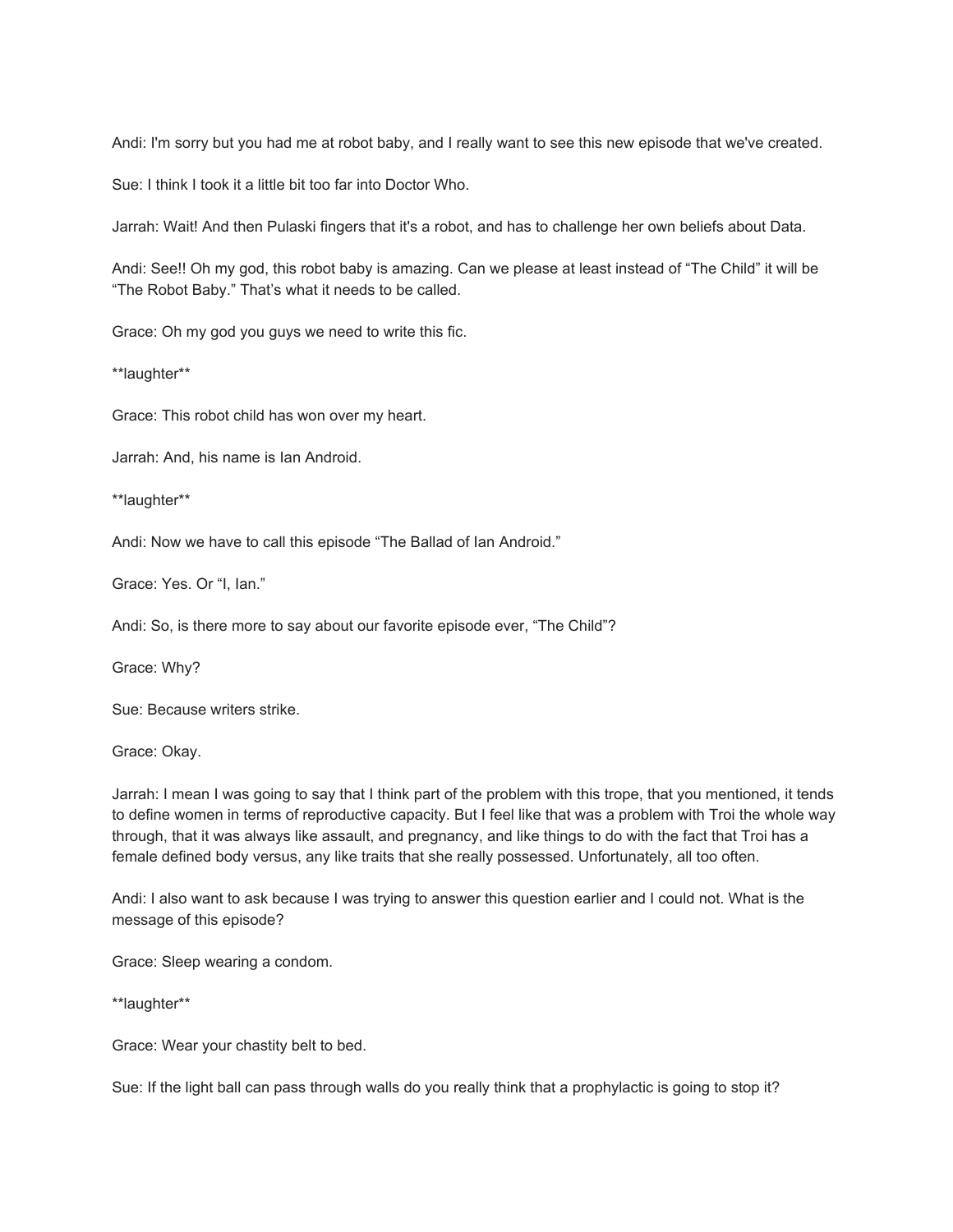Andi: I'm sorry but you had me at robot baby, and I really want to see this new episode that we've created.

Sue: I think I took it a little bit too far into Doctor Who.

Jarrah: Wait! And then Pulaski fingers that it's a robot, and has to challenge her own beliefs about Data.

Andi: See!! Oh my god, this robot baby is amazing. Can we please at least instead of "The Child" it will be "The Robot Baby." That's what it needs to be called.

Grace: Oh my god you guys we need to write this fic.

**laughter**

Grace: This robot child has won over my heart.

Jarrah: And, his name is Ian Android.

**laughter**

Andi: Now we have to call this episode "The Ballad of Ian Android."

Grace: Yes. Or "I, Ian."

Andi: So, is there more to say about our favorite episode ever, "The Child"?

Grace: Why?

Sue: Because writers strike.

Grace: Okay.

Jarrah: I mean I was going to say that I think part of the problem with this trope, that you mentioned, it tends to define women in terms of reproductive capacity. But I feel like that was a problem with Troi the whole way through, that it was always like assault, and pregnancy, and like things to do with the fact that Troi has a female defined body versus, any like traits that she really possessed. Unfortunately, all too often.

Andi: I also want to ask because I was trying to answer this question earlier and I could not. What is the message of this episode?

Grace: Sleep wearing a condom.

**laughter**

Grace: Wear your chastity belt to bed.

Sue: If the light ball can pass through walls do you really think that a prophylactic is going to stop it?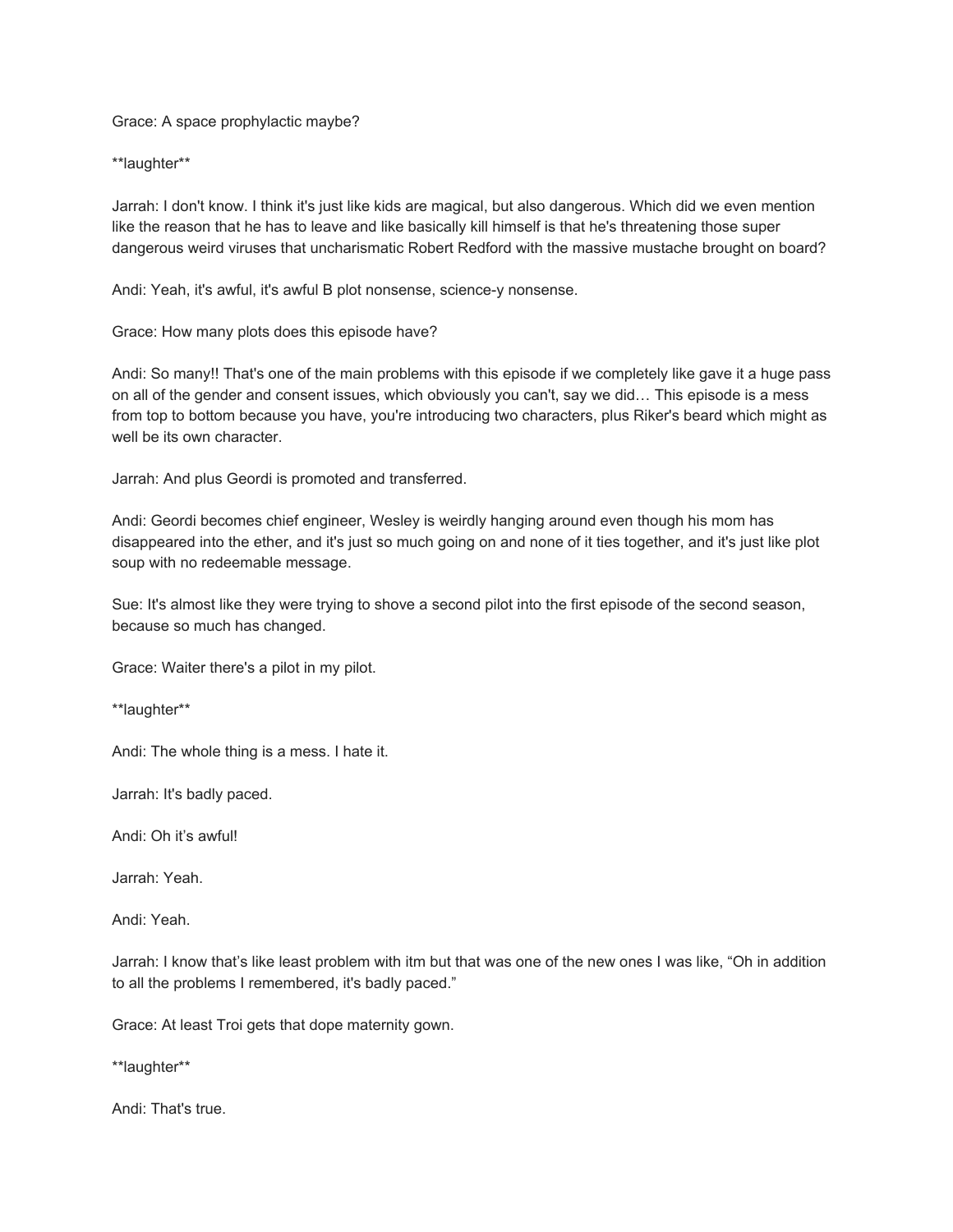Grace: A space prophylactic maybe?

**laughter**

Jarrah: I don't know. I think it's just like kids are magical, but also dangerous. Which did we even mention like the reason that he has to leave and like basically kill himself is that he's threatening those super dangerous weird viruses that uncharismatic Robert Redford with the massive mustache brought on board?

Andi: Yeah, it's awful, it's awful B plot nonsense, science-y nonsense.

Grace: How many plots does this episode have?

Andi: So many!! That's one of the main problems with this episode if we completely like gave it a huge pass on all of the gender and consent issues, which obviously you can't, say we did… This episode is a mess from top to bottom because you have, you're introducing two characters, plus Riker's beard which might as well be its own character.

Jarrah: And plus Geordi is promoted and transferred.

Andi: Geordi becomes chief engineer, Wesley is weirdly hanging around even though his mom has disappeared into the ether, and it's just so much going on and none of it ties together, and it's just like plot soup with no redeemable message.

Sue: It's almost like they were trying to shove a second pilot into the first episode of the second season, because so much has changed.

Grace: Waiter there's a pilot in my pilot.

**laughter**

Andi: The whole thing is a mess. I hate it.

Jarrah: It's badly paced.

Andi: Oh it's awful!

Jarrah: Yeah.

Andi: Yeah.

Jarrah: I know that's like least problem with itm but that was one of the new ones I was like, "Oh in addition to all the problems I remembered, it's badly paced."

Grace: At least Troi gets that dope maternity gown.

**laughter**

Andi: That's true.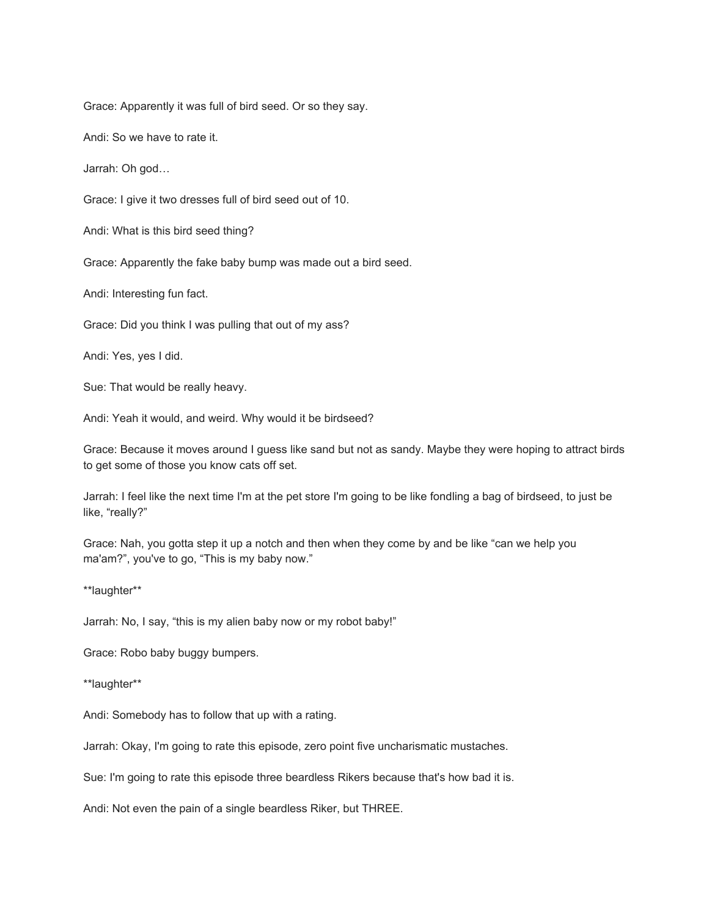Grace: Apparently it was full of bird seed. Or so they say.

Andi: So we have to rate it.

Jarrah: Oh god…

Grace: I give it two dresses full of bird seed out of 10.

Andi: What is this bird seed thing?

Grace: Apparently the fake baby bump was made out a bird seed.

Andi: Interesting fun fact.

Grace: Did you think I was pulling that out of my ass?

Andi: Yes, yes I did.

Sue: That would be really heavy.

Andi: Yeah it would, and weird. Why would it be birdseed?

Grace: Because it moves around I guess like sand but not as sandy. Maybe they were hoping to attract birds to get some of those you know cats off set.

Jarrah: I feel like the next time I'm at the pet store I'm going to be like fondling a bag of birdseed, to just be like, "really?"

Grace: Nah, you gotta step it up a notch and then when they come by and be like "can we help you ma'am?", you've to go, "This is my baby now."

**laughter**

Jarrah: No, I say, "this is my alien baby now or my robot baby!"

Grace: Robo baby buggy bumpers.

**laughter**

Andi: Somebody has to follow that up with a rating.

Jarrah: Okay, I'm going to rate this episode, zero point five uncharismatic mustaches.

Sue: I'm going to rate this episode three beardless Rikers because that's how bad it is.

Andi: Not even the pain of a single beardless Riker, but THREE.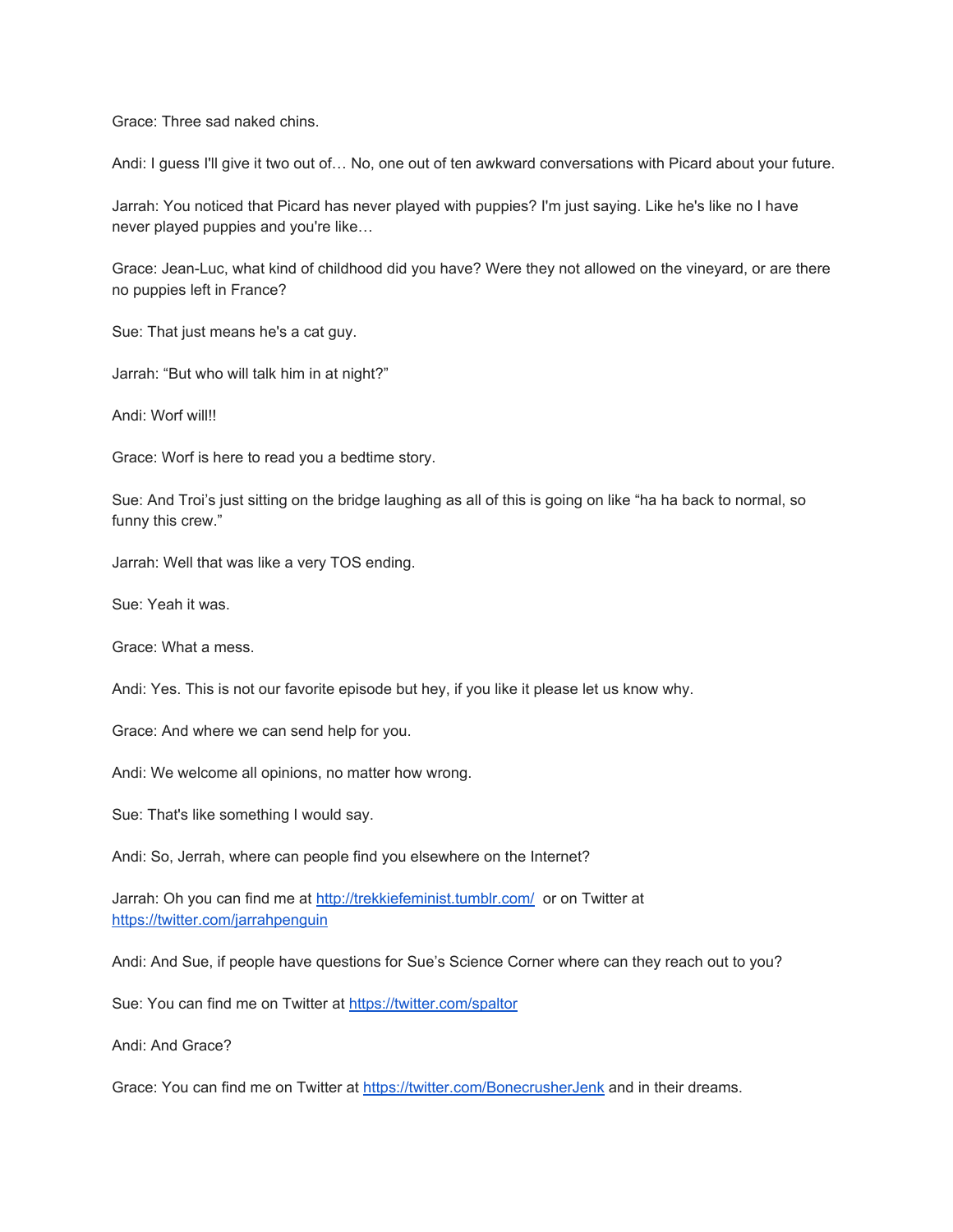Grace: Three sad naked chins.

Andi: I guess I'll give it two out of… No, one out of ten awkward conversations with Picard about your future.

Jarrah: You noticed that Picard has never played with puppies? I'm just saying. Like he's like no I have never played puppies and you're like…

Grace: Jean-Luc, what kind of childhood did you have? Were they not allowed on the vineyard, or are there no puppies left in France?

Sue: That just means he's a cat guy.

Jarrah: "But who will talk him in at night?"

Andi: Worf will!!

Grace: Worf is here to read you a bedtime story.

Sue: And Troi's just sitting on the bridge laughing as all of this is going on like "ha ha back to normal, so funny this crew."

Jarrah: Well that was like a very TOS ending.

Sue: Yeah it was.

Grace: What a mess.

Andi: Yes. This is not our favorite episode but hey, if you like it please let us know why.

Grace: And where we can send help for you.

Andi: We welcome all opinions, no matter how wrong.

Sue: That's like something I would say.

Andi: So, Jerrah, where can people find you elsewhere on the Internet?

Jarrah: Oh you can find me at [http://trekkiefeminist.tumblr.com/](http://trekkiefeminist.tumblr.com/) or on Twitter at [https://twitter.com/jarrahpenguin](https://twitter.com/jarrahpenguin)

Andi: And Sue, if people have questions for Sue's Science Corner where can they reach out to you?

Sue: You can find me on Twitter at [https://twitter.com/spaltor](https://twitter.com/spaltor)

Andi: And Grace?

Grace: You can find me on Twitter at [https://twitter.com/BonecrusherJenk](https://twitter.com/BonecrusherJenk) and in their dreams.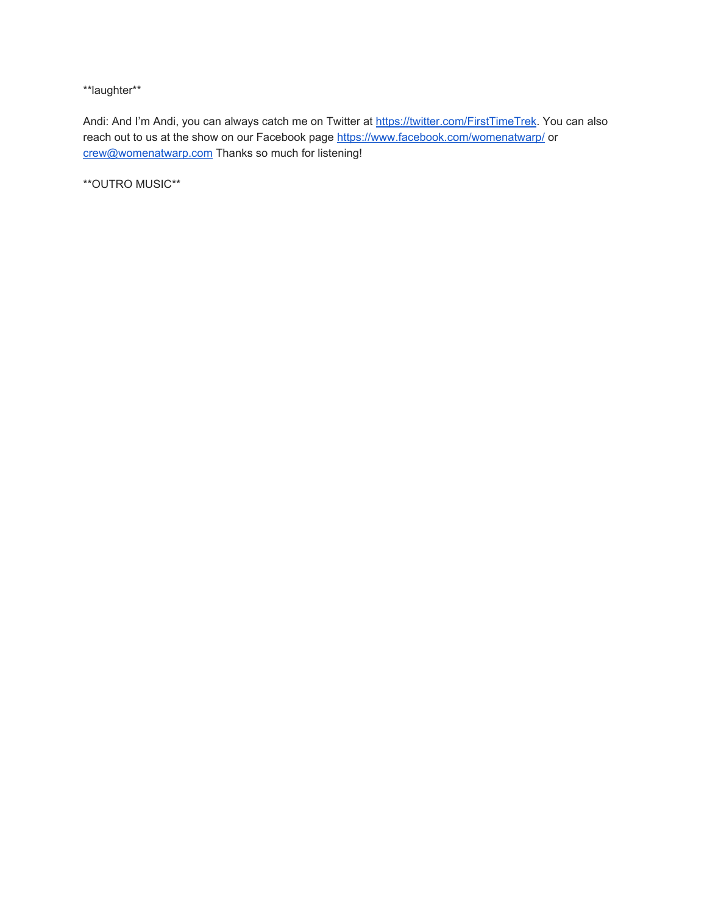**laughter**

Andi: And I'm Andi, you can always catch me on Twitter at https://twitter.com/FirstTimeTrek. You can also reach out to us at the show on our Facebook page https://www.facebook.com/womenatwarp/ or crew@womenatwarp.com Thanks so much for listening!

**OUTRO MUSIC**